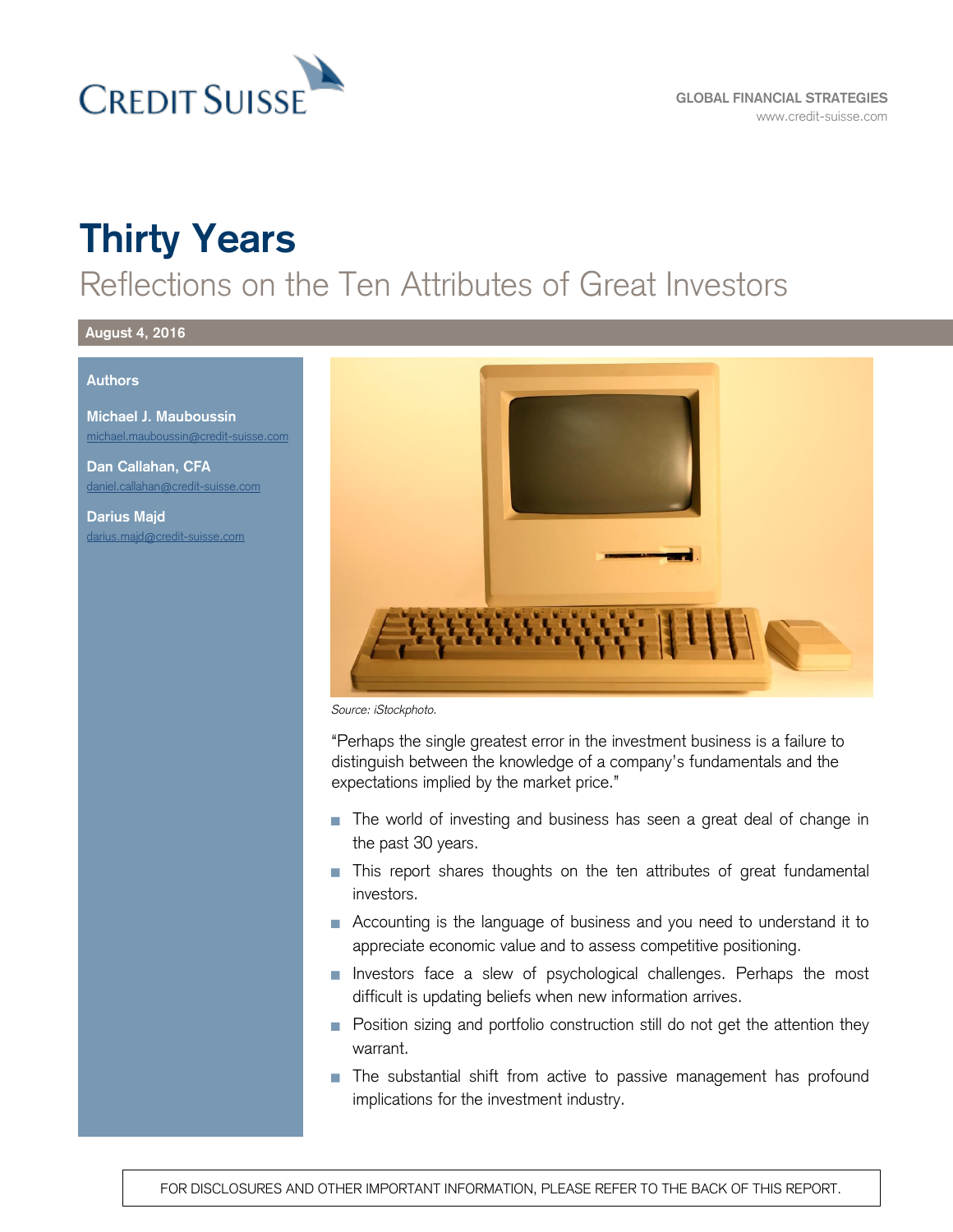CREDIT SUISSE

GLOBAL FINANCIAL STRATEGIES
www.credit-suisse.com

# Thirty Years

## Reflections on the Ten Attributes of Great Investors

**August 4, 2016**

**Authors**

**Michael J. Mauboussin**
michael.mauboussin@credit-suisse.com

**Dan Callahan, CFA**
daniel.callahan@credit-suisse.com

**Darius Majd**
darius.majd@credit-suisse.com

*Source: iStockphoto.*

"Perhaps the single greatest error in the investment business is a failure to distinguish between the knowledge of a company's fundamentals and the expectations implied by the market price."

- The world of investing and business has seen a great deal of change in the past 30 years.
- This report shares thoughts on the ten attributes of great fundamental investors.
- Accounting is the language of business and you need to understand it to appreciate economic value and to assess competitive positioning.
- Investors face a slew of psychological challenges. Perhaps the most difficult is updating beliefs when new information arrives.
- Position sizing and portfolio construction still do not get the attention they warrant.
- The substantial shift from active to passive management has profound implications for the investment industry.

FOR DISCLOSURES AND OTHER IMPORTANT INFORMATION, PLEASE REFER TO THE BACK OF THIS REPORT.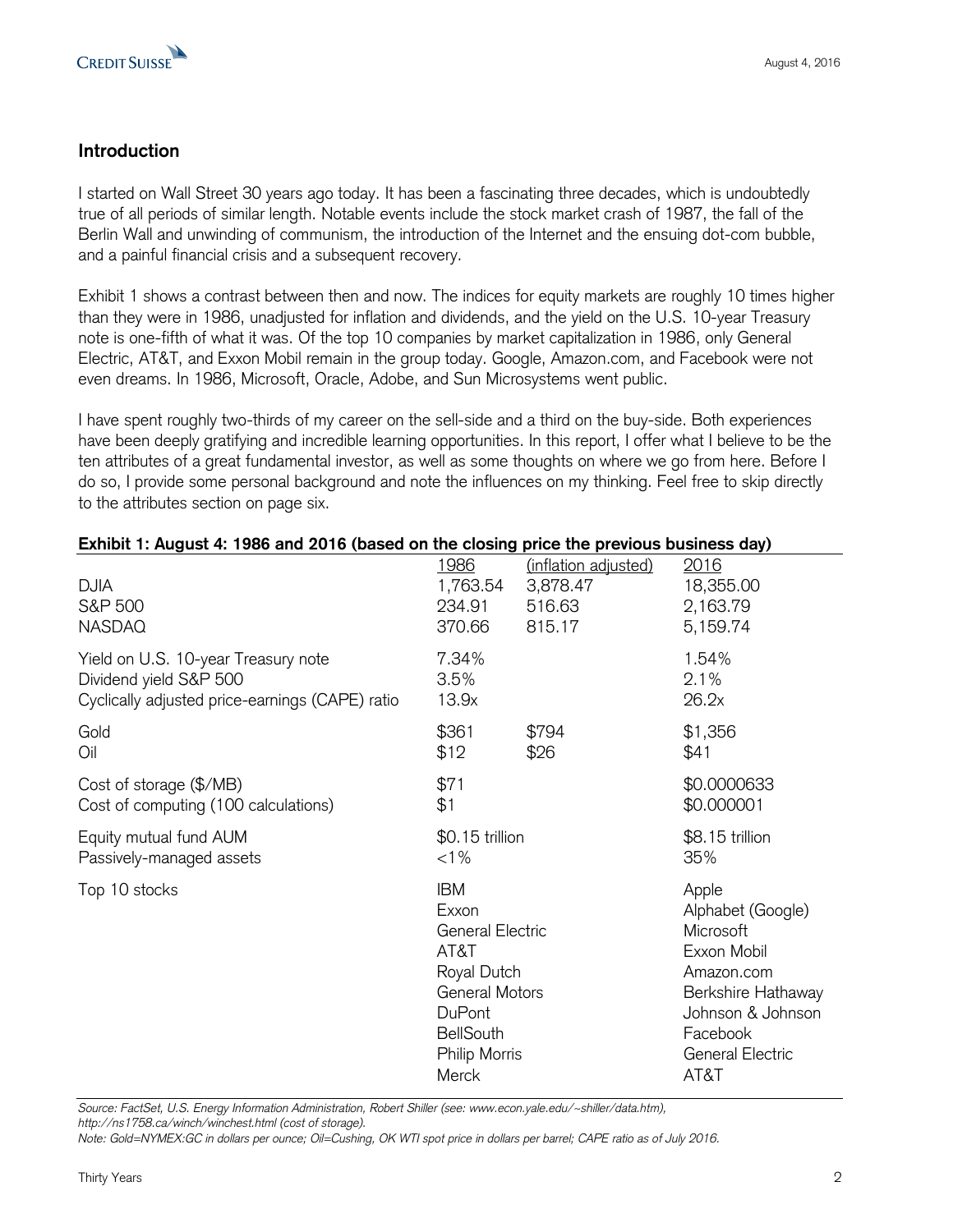## Introduction

I started on Wall Street 30 years ago today. It has been a fascinating three decades, which is undoubtedly true of all periods of similar length. Notable events include the stock market crash of 1987, the fall of the Berlin Wall and unwinding of communism, the introduction of the Internet and the ensuing dot-com bubble, and a painful financial crisis and a subsequent recovery.

Exhibit 1 shows a contrast between then and now. The indices for equity markets are roughly 10 times higher than they were in 1986, unadjusted for inflation and dividends, and the yield on the U.S. 10-year Treasury note is one-fifth of what it was. Of the top 10 companies by market capitalization in 1986, only General Electric, AT&T, and Exxon Mobil remain in the group today. Google, Amazon.com, and Facebook were not even dreams. In 1986, Microsoft, Oracle, Adobe, and Sun Microsystems went public.

I have spent roughly two-thirds of my career on the sell-side and a third on the buy-side. Both experiences have been deeply gratifying and incredible learning opportunities. In this report, I offer what I believe to be the ten attributes of a great fundamental investor, as well as some thoughts on where we go from here. Before I do so, I provide some personal background and note the influences on my thinking. Feel free to skip directly to the attributes section on page six.

**Exhibit 1: August 4: 1986 and 2016 (based on the closing price the previous business day)**

| | 1986 | (inflation adjusted) | 2016 |
|---|---|---|---|
| DJIA | 1,763.54 | 3,878.47 | 18,355.00 |
| S&P 500 | 234.91 | 516.63 | 2,163.79 |
| NASDAQ | 370.66 | 815.17 | 5,159.74 |
| Yield on U.S. 10-year Treasury note | 7.34% | | 1.54% |
| Dividend yield S&P 500 | 3.5% | | 2.1% |
| Cyclically adjusted price-earnings (CAPE) ratio | 13.9x | | 26.2x |
| Gold | $361 | $794 | $1,356 |
| Oil | $12 | $26 | $41 |
| Cost of storage ($/MB) | $71 | | $0.0000633 |
| Cost of computing (100 calculations) | $1 | | $0.000001 |
| Equity mutual fund AUM | $0.15 trillion | | $8.15 trillion |
| Passively-managed assets | <1% | | 35% |
| Top 10 stocks | IBM | | Apple |
| | Exxon | | Alphabet (Google) |
| | General Electric | | Microsoft |
| | AT&T | | Exxon Mobil |
| | Royal Dutch | | Amazon.com |
| | General Motors | | Berkshire Hathaway |
| | DuPont | | Johnson & Johnson |
| | BellSouth | | Facebook |
| | Philip Morris | | General Electric |
| | Merck | | AT&T |

*Source: FactSet, U.S. Energy Information Administration, Robert Shiller (see: www.econ.yale.edu/~shiller/data.htm), http://ns1758.ca/winch/winchest.html (cost of storage).*
*Note: Gold=NYMEX:GC in dollars per ounce; Oil=Cushing, OK WTI spot price in dollars per barrel; CAPE ratio as of July 2016.*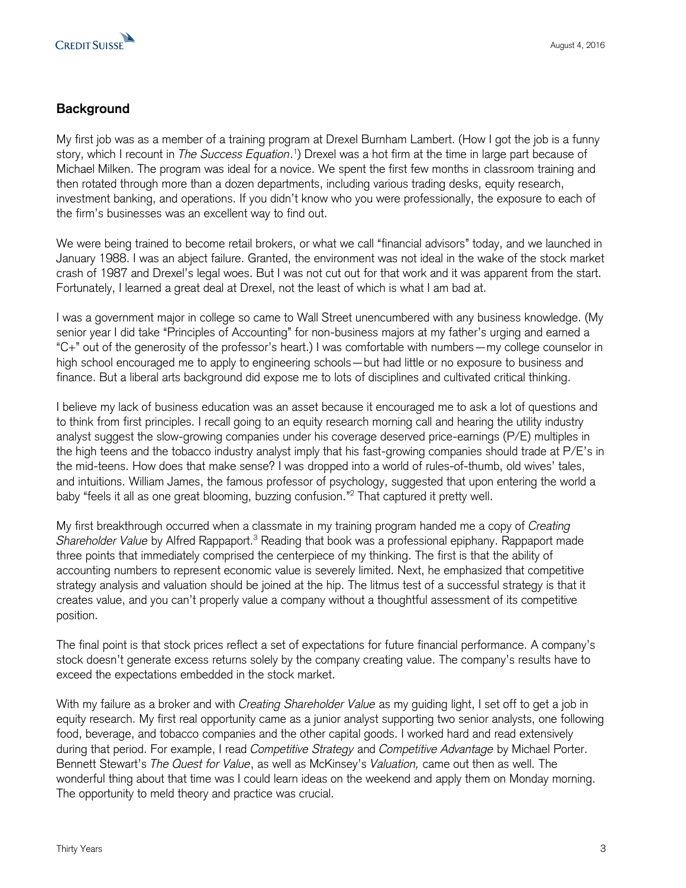## Background

My first job was as a member of a training program at Drexel Burnham Lambert. (How I got the job is a funny story, which I recount in *The Success Equation*.[1]) Drexel was a hot firm at the time in large part because of Michael Milken. The program was ideal for a novice. We spent the first few months in classroom training and then rotated through more than a dozen departments, including various trading desks, equity research, investment banking, and operations. If you didn't know who you were professionally, the exposure to each of the firm's businesses was an excellent way to find out.

We were being trained to become retail brokers, or what we call "financial advisors" today, and we launched in January 1988. I was an abject failure. Granted, the environment was not ideal in the wake of the stock market crash of 1987 and Drexel's legal woes. But I was not cut out for that work and it was apparent from the start. Fortunately, I learned a great deal at Drexel, not the least of which is what I am bad at.

I was a government major in college so came to Wall Street unencumbered with any business knowledge. (My senior year I did take "Principles of Accounting" for non-business majors at my father's urging and earned a "C+" out of the generosity of the professor's heart.) I was comfortable with numbers—my college counselor in high school encouraged me to apply to engineering schools—but had little or no exposure to business and finance. But a liberal arts background did expose me to lots of disciplines and cultivated critical thinking.

I believe my lack of business education was an asset because it encouraged me to ask a lot of questions and to think from first principles. I recall going to an equity research morning call and hearing the utility industry analyst suggest the slow-growing companies under his coverage deserved price-earnings (P/E) multiples in the high teens and the tobacco industry analyst imply that his fast-growing companies should trade at P/E's in the mid-teens. How does that make sense? I was dropped into a world of rules-of-thumb, old wives' tales, and intuitions. William James, the famous professor of psychology, suggested that upon entering the world a baby "feels it all as one great blooming, buzzing confusion."[2] That captured it pretty well.

My first breakthrough occurred when a classmate in my training program handed me a copy of *Creating Shareholder Value* by Alfred Rappaport.[3] Reading that book was a professional epiphany. Rappaport made three points that immediately comprised the centerpiece of my thinking. The first is that the ability of accounting numbers to represent economic value is severely limited. Next, he emphasized that competitive strategy analysis and valuation should be joined at the hip. The litmus test of a successful strategy is that it creates value, and you can't properly value a company without a thoughtful assessment of its competitive position.

The final point is that stock prices reflect a set of expectations for future financial performance. A company's stock doesn't generate excess returns solely by the company creating value. The company's results have to exceed the expectations embedded in the stock market.

With my failure as a broker and with *Creating Shareholder Value* as my guiding light, I set off to get a job in equity research. My first real opportunity came as a junior analyst supporting two senior analysts, one following food, beverage, and tobacco companies and the other capital goods. I worked hard and read extensively during that period. For example, I read *Competitive Strategy* and *Competitive Advantage* by Michael Porter. Bennett Stewart's *The Quest for Value*, as well as McKinsey's *Valuation,* came out then as well. The wonderful thing about that time was I could learn ideas on the weekend and apply them on Monday morning. The opportunity to meld theory and practice was crucial.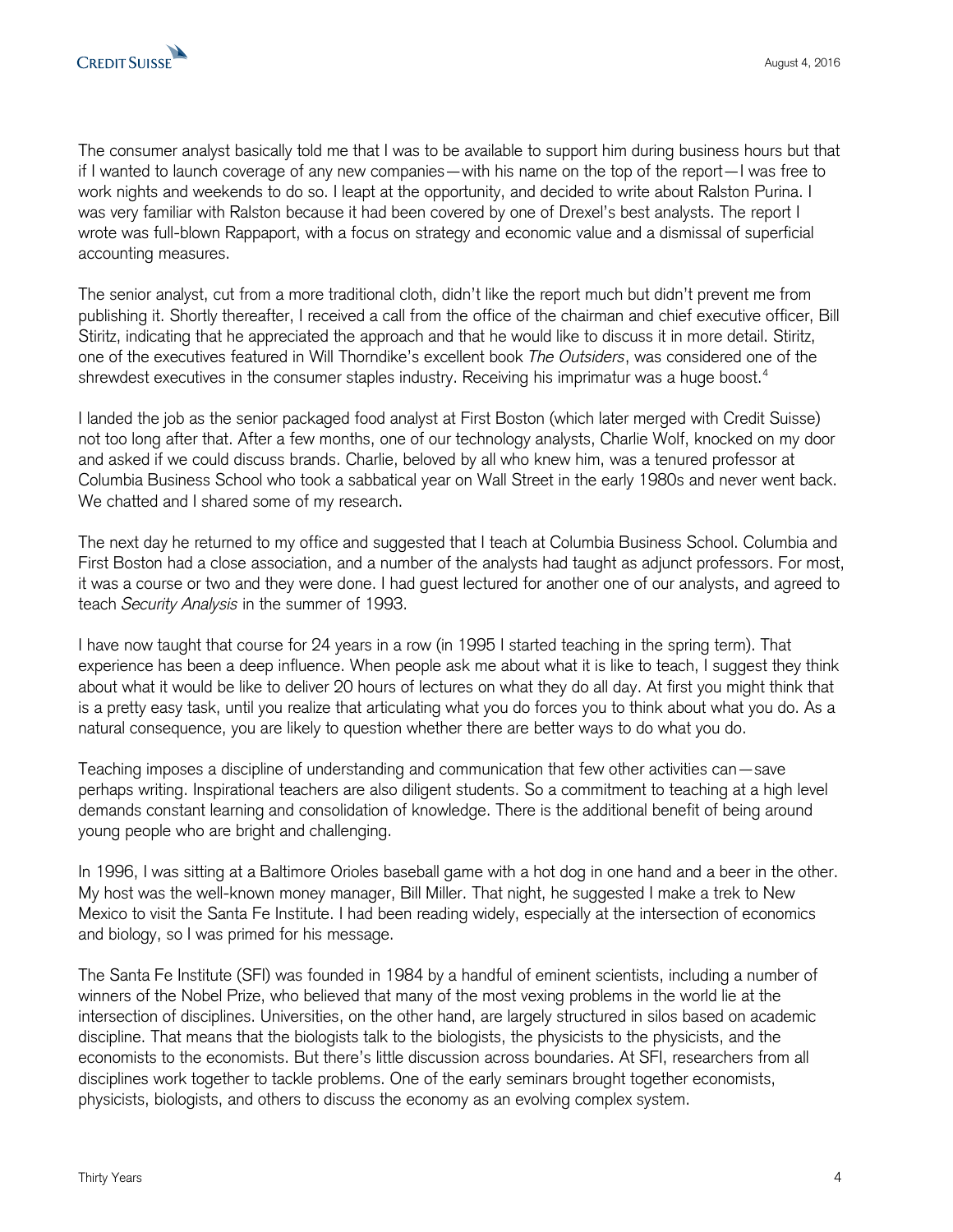The consumer analyst basically told me that I was to be available to support him during business hours but that if I wanted to launch coverage of any new companies—with his name on the top of the report—I was free to work nights and weekends to do so. I leapt at the opportunity, and decided to write about Ralston Purina. I was very familiar with Ralston because it had been covered by one of Drexel's best analysts. The report I wrote was full-blown Rappaport, with a focus on strategy and economic value and a dismissal of superficial accounting measures.

The senior analyst, cut from a more traditional cloth, didn't like the report much but didn't prevent me from publishing it. Shortly thereafter, I received a call from the office of the chairman and chief executive officer, Bill Stiritz, indicating that he appreciated the approach and that he would like to discuss it in more detail. Stiritz, one of the executives featured in Will Thorndike's excellent book *The Outsiders*, was considered one of the shrewdest executives in the consumer staples industry. Receiving his imprimatur was a huge boost.[4]

I landed the job as the senior packaged food analyst at First Boston (which later merged with Credit Suisse) not too long after that. After a few months, one of our technology analysts, Charlie Wolf, knocked on my door and asked if we could discuss brands. Charlie, beloved by all who knew him, was a tenured professor at Columbia Business School who took a sabbatical year on Wall Street in the early 1980s and never went back. We chatted and I shared some of my research.

The next day he returned to my office and suggested that I teach at Columbia Business School. Columbia and First Boston had a close association, and a number of the analysts had taught as adjunct professors. For most, it was a course or two and they were done. I had guest lectured for another one of our analysts, and agreed to teach *Security Analysis* in the summer of 1993.

I have now taught that course for 24 years in a row (in 1995 I started teaching in the spring term). That experience has been a deep influence. When people ask me about what it is like to teach, I suggest they think about what it would be like to deliver 20 hours of lectures on what they do all day. At first you might think that is a pretty easy task, until you realize that articulating what you do forces you to think about what you do. As a natural consequence, you are likely to question whether there are better ways to do what you do.

Teaching imposes a discipline of understanding and communication that few other activities can—save perhaps writing. Inspirational teachers are also diligent students. So a commitment to teaching at a high level demands constant learning and consolidation of knowledge. There is the additional benefit of being around young people who are bright and challenging.

In 1996, I was sitting at a Baltimore Orioles baseball game with a hot dog in one hand and a beer in the other. My host was the well-known money manager, Bill Miller. That night, he suggested I make a trek to New Mexico to visit the Santa Fe Institute. I had been reading widely, especially at the intersection of economics and biology, so I was primed for his message.

The Santa Fe Institute (SFI) was founded in 1984 by a handful of eminent scientists, including a number of winners of the Nobel Prize, who believed that many of the most vexing problems in the world lie at the intersection of disciplines. Universities, on the other hand, are largely structured in silos based on academic discipline. That means that the biologists talk to the biologists, the physicists to the physicists, and the economists to the economists. But there's little discussion across boundaries. At SFI, researchers from all disciplines work together to tackle problems. One of the early seminars brought together economists, physicists, biologists, and others to discuss the economy as an evolving complex system.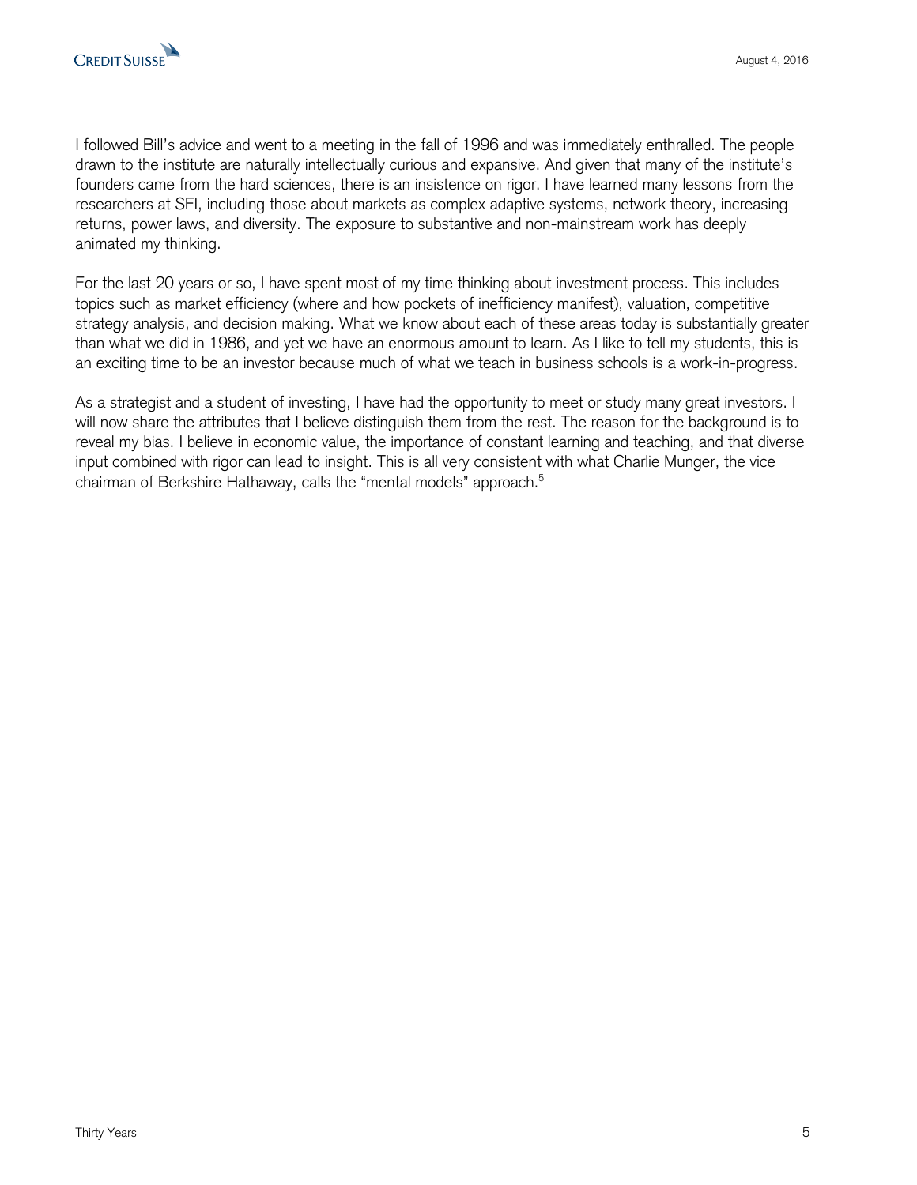I followed Bill's advice and went to a meeting in the fall of 1996 and was immediately enthralled. The people drawn to the institute are naturally intellectually curious and expansive. And given that many of the institute's founders came from the hard sciences, there is an insistence on rigor. I have learned many lessons from the researchers at SFI, including those about markets as complex adaptive systems, network theory, increasing returns, power laws, and diversity. The exposure to substantive and non-mainstream work has deeply animated my thinking.

For the last 20 years or so, I have spent most of my time thinking about investment process. This includes topics such as market efficiency (where and how pockets of inefficiency manifest), valuation, competitive strategy analysis, and decision making. What we know about each of these areas today is substantially greater than what we did in 1986, and yet we have an enormous amount to learn. As I like to tell my students, this is an exciting time to be an investor because much of what we teach in business schools is a work-in-progress.

As a strategist and a student of investing, I have had the opportunity to meet or study many great investors. I will now share the attributes that I believe distinguish them from the rest. The reason for the background is to reveal my bias. I believe in economic value, the importance of constant learning and teaching, and that diverse input combined with rigor can lead to insight. This is all very consistent with what Charlie Munger, the vice chairman of Berkshire Hathaway, calls the "mental models" approach.[5]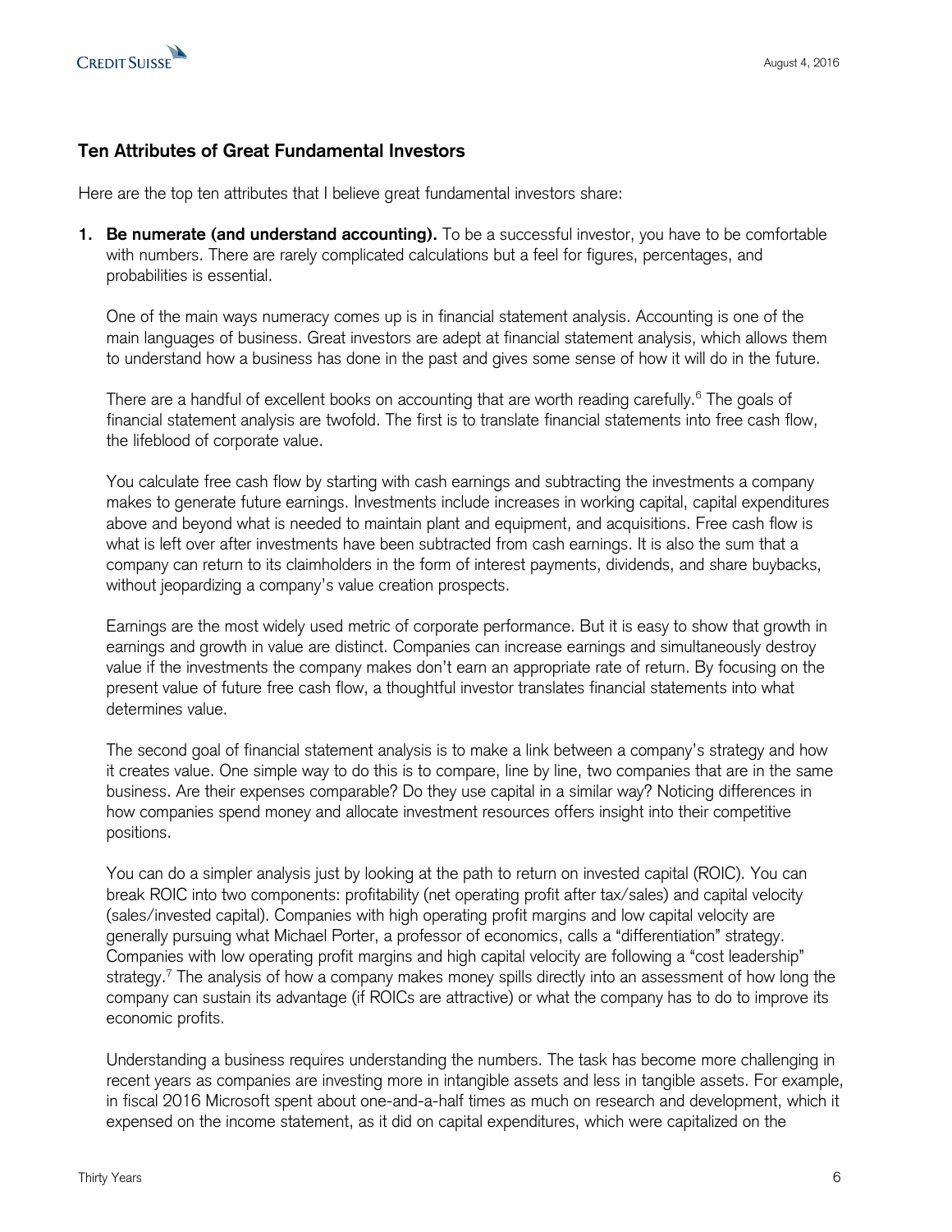## Ten Attributes of Great Fundamental Investors

Here are the top ten attributes that I believe great fundamental investors share:

1. **Be numerate (and understand accounting).** To be a successful investor, you have to be comfortable with numbers. There are rarely complicated calculations but a feel for figures, percentages, and probabilities is essential.

   One of the main ways numeracy comes up is in financial statement analysis. Accounting is one of the main languages of business. Great investors are adept at financial statement analysis, which allows them to understand how a business has done in the past and gives some sense of how it will do in the future.

   There are a handful of excellent books on accounting that are worth reading carefully.[6] The goals of financial statement analysis are twofold. The first is to translate financial statements into free cash flow, the lifeblood of corporate value.

   You calculate free cash flow by starting with cash earnings and subtracting the investments a company makes to generate future earnings. Investments include increases in working capital, capital expenditures above and beyond what is needed to maintain plant and equipment, and acquisitions. Free cash flow is what is left over after investments have been subtracted from cash earnings. It is also the sum that a company can return to its claimholders in the form of interest payments, dividends, and share buybacks, without jeopardizing a company's value creation prospects.

   Earnings are the most widely used metric of corporate performance. But it is easy to show that growth in earnings and growth in value are distinct. Companies can increase earnings and simultaneously destroy value if the investments the company makes don't earn an appropriate rate of return. By focusing on the present value of future free cash flow, a thoughtful investor translates financial statements into what determines value.

   The second goal of financial statement analysis is to make a link between a company's strategy and how it creates value. One simple way to do this is to compare, line by line, two companies that are in the same business. Are their expenses comparable? Do they use capital in a similar way? Noticing differences in how companies spend money and allocate investment resources offers insight into their competitive positions.

   You can do a simpler analysis just by looking at the path to return on invested capital (ROIC). You can break ROIC into two components: profitability (net operating profit after tax/sales) and capital velocity (sales/invested capital). Companies with high operating profit margins and low capital velocity are generally pursuing what Michael Porter, a professor of economics, calls a "differentiation" strategy. Companies with low operating profit margins and high capital velocity are following a "cost leadership" strategy.[7] The analysis of how a company makes money spills directly into an assessment of how long the company can sustain its advantage (if ROICs are attractive) or what the company has to do to improve its economic profits.

   Understanding a business requires understanding the numbers. The task has become more challenging in recent years as companies are investing more in intangible assets and less in tangible assets. For example, in fiscal 2016 Microsoft spent about one-and-a-half times as much on research and development, which it expensed on the income statement, as it did on capital expenditures, which were capitalized on the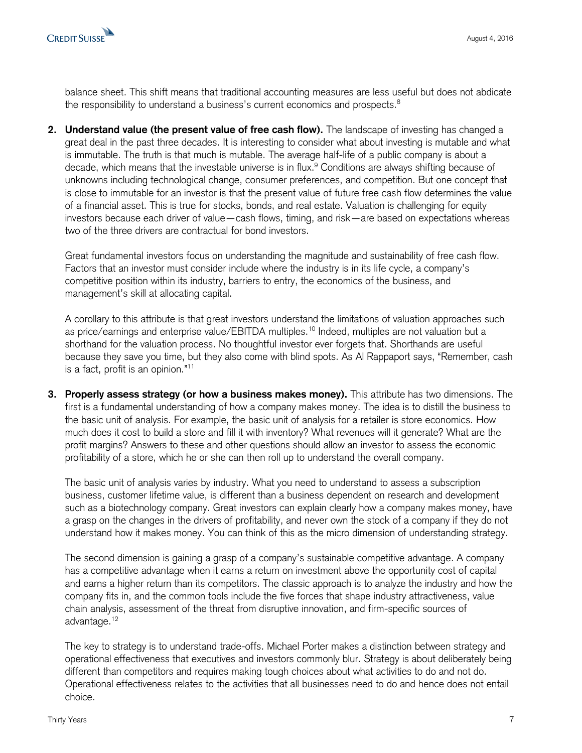balance sheet. This shift means that traditional accounting measures are less useful but does not abdicate the responsibility to understand a business's current economics and prospects.[8]

2. **Understand value (the present value of free cash flow).** The landscape of investing has changed a great deal in the past three decades. It is interesting to consider what about investing is mutable and what is immutable. The truth is that much is mutable. The average half-life of a public company is about a decade, which means that the investable universe is in flux.[9] Conditions are always shifting because of unknowns including technological change, consumer preferences, and competition. But one concept that is close to immutable for an investor is that the present value of future free cash flow determines the value of a financial asset. This is true for stocks, bonds, and real estate. Valuation is challenging for equity investors because each driver of value—cash flows, timing, and risk—are based on expectations whereas two of the three drivers are contractual for bond investors.

   Great fundamental investors focus on understanding the magnitude and sustainability of free cash flow. Factors that an investor must consider include where the industry is in its life cycle, a company's competitive position within its industry, barriers to entry, the economics of the business, and management's skill at allocating capital.

   A corollary to this attribute is that great investors understand the limitations of valuation approaches such as price/earnings and enterprise value/EBITDA multiples.[10] Indeed, multiples are not valuation but a shorthand for the valuation process. No thoughtful investor ever forgets that. Shorthands are useful because they save you time, but they also come with blind spots. As Al Rappaport says, "Remember, cash is a fact, profit is an opinion."[11]

3. **Properly assess strategy (or how a business makes money).** This attribute has two dimensions. The first is a fundamental understanding of how a company makes money. The idea is to distill the business to the basic unit of analysis. For example, the basic unit of analysis for a retailer is store economics. How much does it cost to build a store and fill it with inventory? What revenues will it generate? What are the profit margins? Answers to these and other questions should allow an investor to assess the economic profitability of a store, which he or she can then roll up to understand the overall company.

   The basic unit of analysis varies by industry. What you need to understand to assess a subscription business, customer lifetime value, is different than a business dependent on research and development such as a biotechnology company. Great investors can explain clearly how a company makes money, have a grasp on the changes in the drivers of profitability, and never own the stock of a company if they do not understand how it makes money. You can think of this as the micro dimension of understanding strategy.

   The second dimension is gaining a grasp of a company's sustainable competitive advantage. A company has a competitive advantage when it earns a return on investment above the opportunity cost of capital and earns a higher return than its competitors. The classic approach is to analyze the industry and how the company fits in, and the common tools include the five forces that shape industry attractiveness, value chain analysis, assessment of the threat from disruptive innovation, and firm-specific sources of advantage.[12]

   The key to strategy is to understand trade-offs. Michael Porter makes a distinction between strategy and operational effectiveness that executives and investors commonly blur. Strategy is about deliberately being different than competitors and requires making tough choices about what activities to do and not do. Operational effectiveness relates to the activities that all businesses need to do and hence does not entail choice.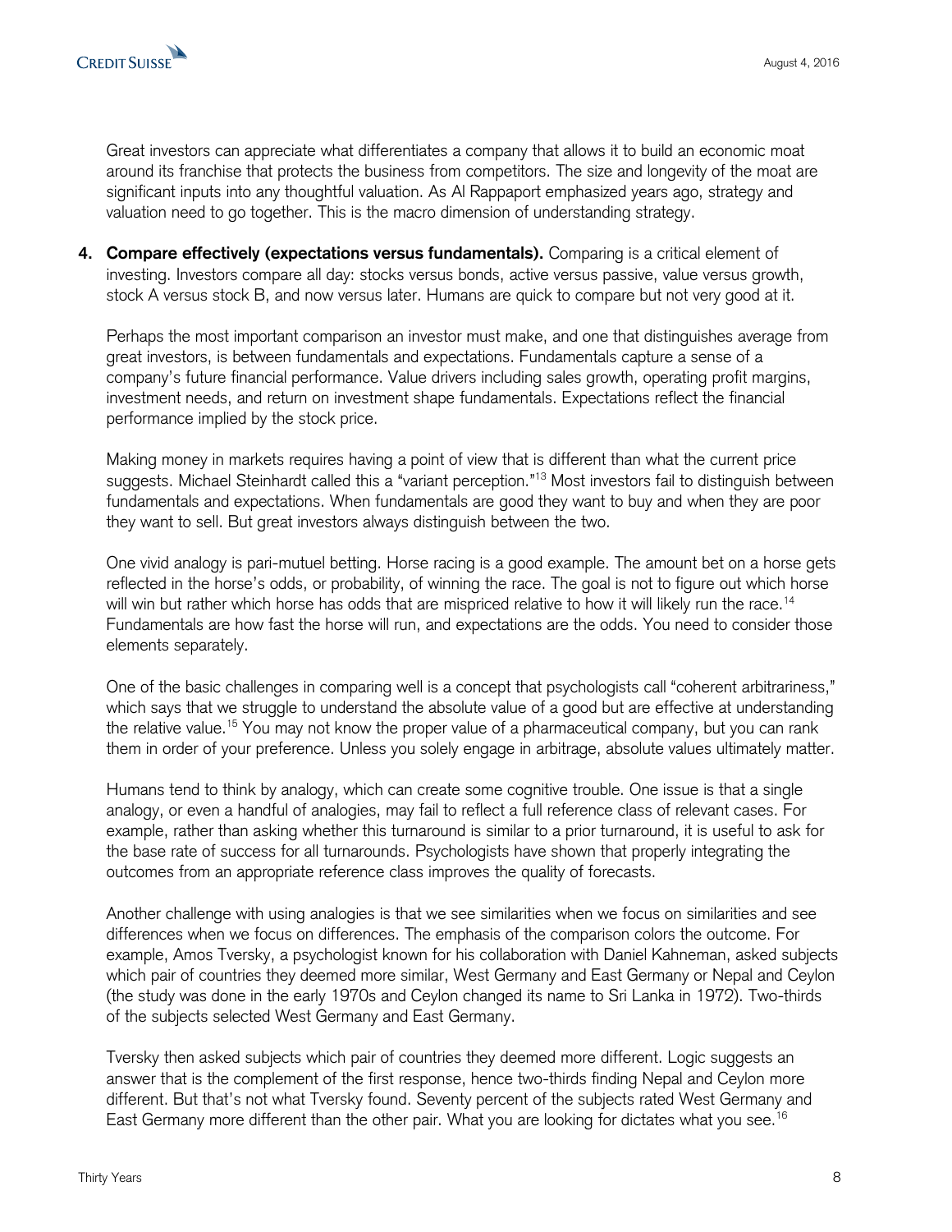Great investors can appreciate what differentiates a company that allows it to build an economic moat around its franchise that protects the business from competitors. The size and longevity of the moat are significant inputs into any thoughtful valuation. As Al Rappaport emphasized years ago, strategy and valuation need to go together. This is the macro dimension of understanding strategy.

4. **Compare effectively (expectations versus fundamentals).** Comparing is a critical element of investing. Investors compare all day: stocks versus bonds, active versus passive, value versus growth, stock A versus stock B, and now versus later. Humans are quick to compare but not very good at it.

   Perhaps the most important comparison an investor must make, and one that distinguishes average from great investors, is between fundamentals and expectations. Fundamentals capture a sense of a company's future financial performance. Value drivers including sales growth, operating profit margins, investment needs, and return on investment shape fundamentals. Expectations reflect the financial performance implied by the stock price.

   Making money in markets requires having a point of view that is different than what the current price suggests. Michael Steinhardt called this a "variant perception."[13] Most investors fail to distinguish between fundamentals and expectations. When fundamentals are good they want to buy and when they are poor they want to sell. But great investors always distinguish between the two.

   One vivid analogy is pari-mutuel betting. Horse racing is a good example. The amount bet on a horse gets reflected in the horse's odds, or probability, of winning the race. The goal is not to figure out which horse will win but rather which horse has odds that are mispriced relative to how it will likely run the race.[14] Fundamentals are how fast the horse will run, and expectations are the odds. You need to consider those elements separately.

   One of the basic challenges in comparing well is a concept that psychologists call "coherent arbitrariness," which says that we struggle to understand the absolute value of a good but are effective at understanding the relative value.[15] You may not know the proper value of a pharmaceutical company, but you can rank them in order of your preference. Unless you solely engage in arbitrage, absolute values ultimately matter.

   Humans tend to think by analogy, which can create some cognitive trouble. One issue is that a single analogy, or even a handful of analogies, may fail to reflect a full reference class of relevant cases. For example, rather than asking whether this turnaround is similar to a prior turnaround, it is useful to ask for the base rate of success for all turnarounds. Psychologists have shown that properly integrating the outcomes from an appropriate reference class improves the quality of forecasts.

   Another challenge with using analogies is that we see similarities when we focus on similarities and see differences when we focus on differences. The emphasis of the comparison colors the outcome. For example, Amos Tversky, a psychologist known for his collaboration with Daniel Kahneman, asked subjects which pair of countries they deemed more similar, West Germany and East Germany or Nepal and Ceylon (the study was done in the early 1970s and Ceylon changed its name to Sri Lanka in 1972). Two-thirds of the subjects selected West Germany and East Germany.

   Tversky then asked subjects which pair of countries they deemed more different. Logic suggests an answer that is the complement of the first response, hence two-thirds finding Nepal and Ceylon more different. But that's not what Tversky found. Seventy percent of the subjects rated West Germany and East Germany more different than the other pair. What you are looking for dictates what you see.[16]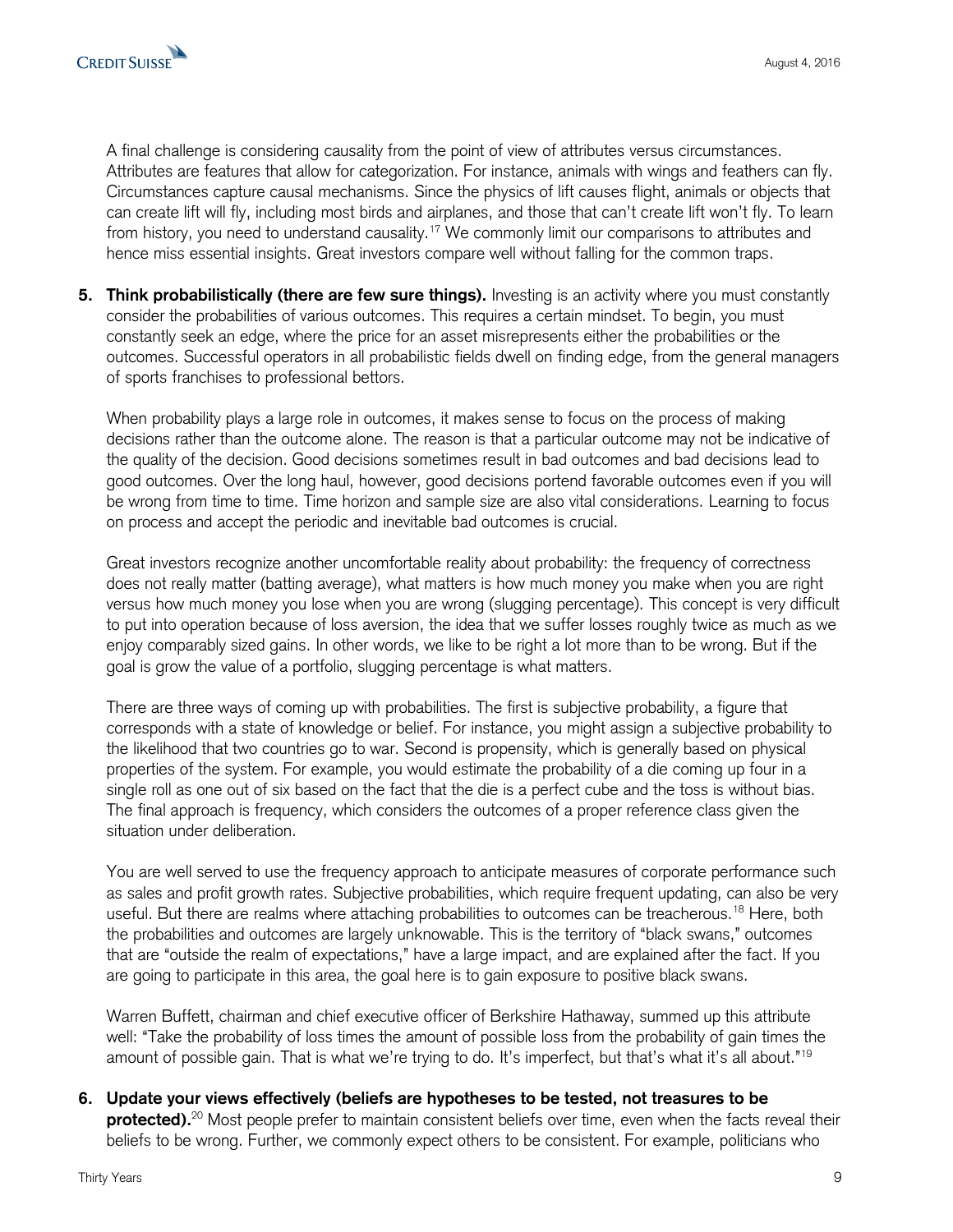A final challenge is considering causality from the point of view of attributes versus circumstances. Attributes are features that allow for categorization. For instance, animals with wings and feathers can fly. Circumstances capture causal mechanisms. Since the physics of lift causes flight, animals or objects that can create lift will fly, including most birds and airplanes, and those that can't create lift won't fly. To learn from history, you need to understand causality.[17] We commonly limit our comparisons to attributes and hence miss essential insights. Great investors compare well without falling for the common traps.

5. **Think probabilistically (there are few sure things).** Investing is an activity where you must constantly consider the probabilities of various outcomes. This requires a certain mindset. To begin, you must constantly seek an edge, where the price for an asset misrepresents either the probabilities or the outcomes. Successful operators in all probabilistic fields dwell on finding edge, from the general managers of sports franchises to professional bettors.

   When probability plays a large role in outcomes, it makes sense to focus on the process of making decisions rather than the outcome alone. The reason is that a particular outcome may not be indicative of the quality of the decision. Good decisions sometimes result in bad outcomes and bad decisions lead to good outcomes. Over the long haul, however, good decisions portend favorable outcomes even if you will be wrong from time to time. Time horizon and sample size are also vital considerations. Learning to focus on process and accept the periodic and inevitable bad outcomes is crucial.

   Great investors recognize another uncomfortable reality about probability: the frequency of correctness does not really matter (batting average), what matters is how much money you make when you are right versus how much money you lose when you are wrong (slugging percentage). This concept is very difficult to put into operation because of loss aversion, the idea that we suffer losses roughly twice as much as we enjoy comparably sized gains. In other words, we like to be right a lot more than to be wrong. But if the goal is grow the value of a portfolio, slugging percentage is what matters.

   There are three ways of coming up with probabilities. The first is subjective probability, a figure that corresponds with a state of knowledge or belief. For instance, you might assign a subjective probability to the likelihood that two countries go to war. Second is propensity, which is generally based on physical properties of the system. For example, you would estimate the probability of a die coming up four in a single roll as one out of six based on the fact that the die is a perfect cube and the toss is without bias. The final approach is frequency, which considers the outcomes of a proper reference class given the situation under deliberation.

   You are well served to use the frequency approach to anticipate measures of corporate performance such as sales and profit growth rates. Subjective probabilities, which require frequent updating, can also be very useful. But there are realms where attaching probabilities to outcomes can be treacherous.[18] Here, both the probabilities and outcomes are largely unknowable. This is the territory of "black swans," outcomes that are "outside the realm of expectations," have a large impact, and are explained after the fact. If you are going to participate in this area, the goal here is to gain exposure to positive black swans.

   Warren Buffett, chairman and chief executive officer of Berkshire Hathaway, summed up this attribute well: "Take the probability of loss times the amount of possible loss from the probability of gain times the amount of possible gain. That is what we're trying to do. It's imperfect, but that's what it's all about."[19]

6. **Update your views effectively (beliefs are hypotheses to be tested, not treasures to be protected).**[20] Most people prefer to maintain consistent beliefs over time, even when the facts reveal their beliefs to be wrong. Further, we commonly expect others to be consistent. For example, politicians who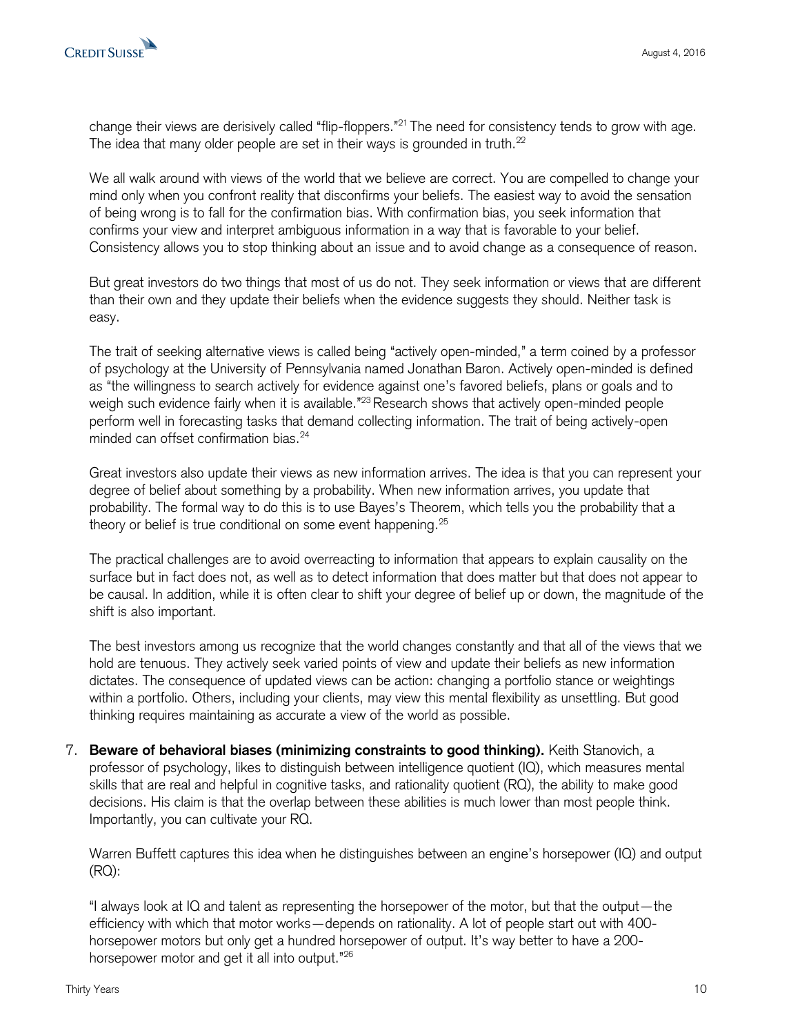change their views are derisively called "flip-floppers."[21] The need for consistency tends to grow with age. The idea that many older people are set in their ways is grounded in truth.[22]

We all walk around with views of the world that we believe are correct. You are compelled to change your mind only when you confront reality that disconfirms your beliefs. The easiest way to avoid the sensation of being wrong is to fall for the confirmation bias. With confirmation bias, you seek information that confirms your view and interpret ambiguous information in a way that is favorable to your belief. Consistency allows you to stop thinking about an issue and to avoid change as a consequence of reason.

But great investors do two things that most of us do not. They seek information or views that are different than their own and they update their beliefs when the evidence suggests they should. Neither task is easy.

The trait of seeking alternative views is called being "actively open-minded," a term coined by a professor of psychology at the University of Pennsylvania named Jonathan Baron. Actively open-minded is defined as "the willingness to search actively for evidence against one's favored beliefs, plans or goals and to weigh such evidence fairly when it is available."[23] Research shows that actively open-minded people perform well in forecasting tasks that demand collecting information. The trait of being actively-open minded can offset confirmation bias.[24]

Great investors also update their views as new information arrives. The idea is that you can represent your degree of belief about something by a probability. When new information arrives, you update that probability. The formal way to do this is to use Bayes's Theorem, which tells you the probability that a theory or belief is true conditional on some event happening.[25]

The practical challenges are to avoid overreacting to information that appears to explain causality on the surface but in fact does not, as well as to detect information that does matter but that does not appear to be causal. In addition, while it is often clear to shift your degree of belief up or down, the magnitude of the shift is also important.

The best investors among us recognize that the world changes constantly and that all of the views that we hold are tenuous. They actively seek varied points of view and update their beliefs as new information dictates. The consequence of updated views can be action: changing a portfolio stance or weightings within a portfolio. Others, including your clients, may view this mental flexibility as unsettling. But good thinking requires maintaining as accurate a view of the world as possible.

7. **Beware of behavioral biases (minimizing constraints to good thinking).** Keith Stanovich, a professor of psychology, likes to distinguish between intelligence quotient (IQ), which measures mental skills that are real and helpful in cognitive tasks, and rationality quotient (RQ), the ability to make good decisions. His claim is that the overlap between these abilities is much lower than most people think. Importantly, you can cultivate your RQ.

   Warren Buffett captures this idea when he distinguishes between an engine's horsepower (IQ) and output (RQ):

   "I always look at IQ and talent as representing the horsepower of the motor, but that the output—the efficiency with which that motor works—depends on rationality. A lot of people start out with 400-horsepower motors but only get a hundred horsepower of output. It's way better to have a 200-horsepower motor and get it all into output."[26]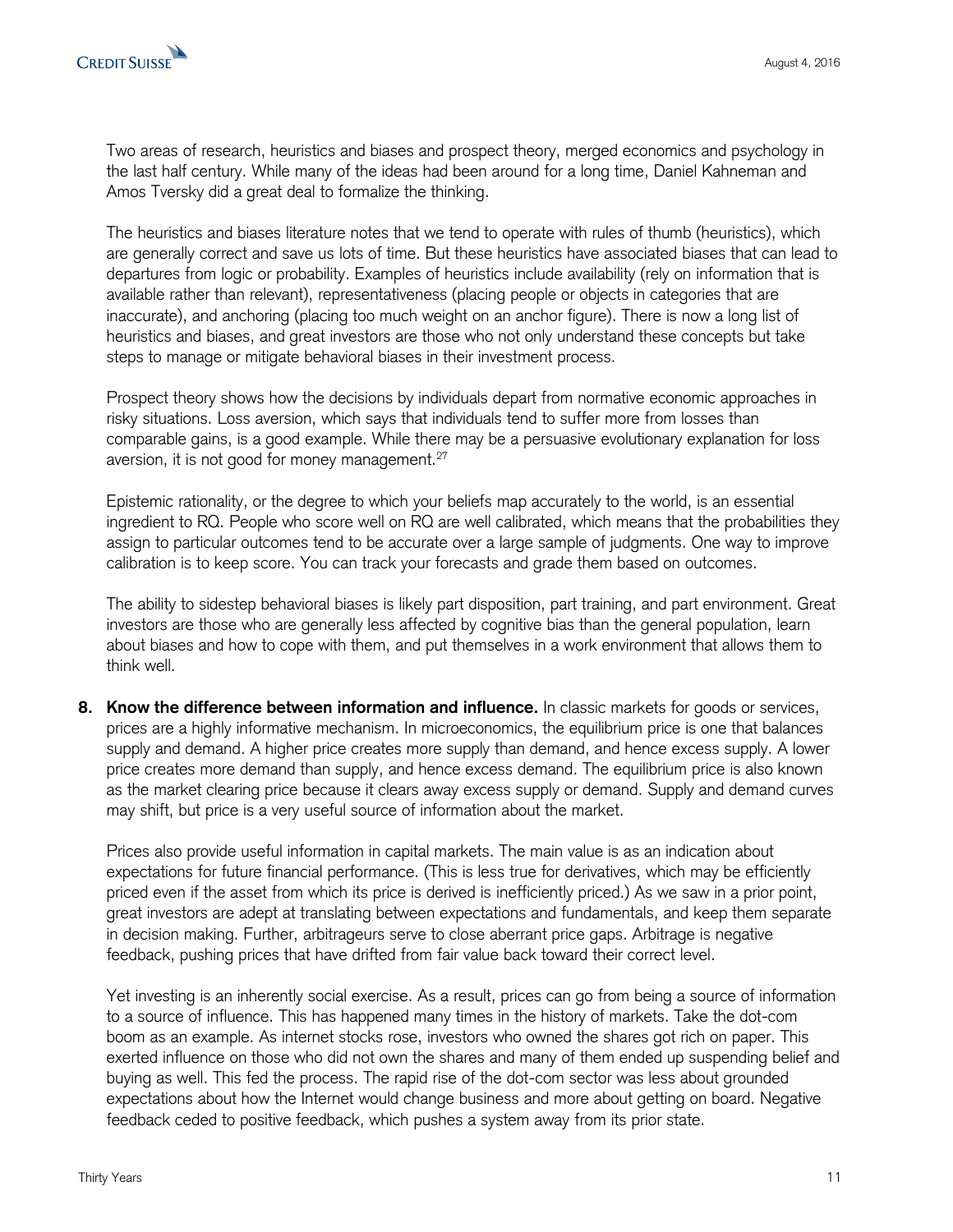Two areas of research, heuristics and biases and prospect theory, merged economics and psychology in the last half century. While many of the ideas had been around for a long time, Daniel Kahneman and Amos Tversky did a great deal to formalize the thinking.

The heuristics and biases literature notes that we tend to operate with rules of thumb (heuristics), which are generally correct and save us lots of time. But these heuristics have associated biases that can lead to departures from logic or probability. Examples of heuristics include availability (rely on information that is available rather than relevant), representativeness (placing people or objects in categories that are inaccurate), and anchoring (placing too much weight on an anchor figure). There is now a long list of heuristics and biases, and great investors are those who not only understand these concepts but take steps to manage or mitigate behavioral biases in their investment process.

Prospect theory shows how the decisions by individuals depart from normative economic approaches in risky situations. Loss aversion, which says that individuals tend to suffer more from losses than comparable gains, is a good example. While there may be a persuasive evolutionary explanation for loss aversion, it is not good for money management.[27]

Epistemic rationality, or the degree to which your beliefs map accurately to the world, is an essential ingredient to RQ. People who score well on RQ are well calibrated, which means that the probabilities they assign to particular outcomes tend to be accurate over a large sample of judgments. One way to improve calibration is to keep score. You can track your forecasts and grade them based on outcomes.

The ability to sidestep behavioral biases is likely part disposition, part training, and part environment. Great investors are those who are generally less affected by cognitive bias than the general population, learn about biases and how to cope with them, and put themselves in a work environment that allows them to think well.

8. **Know the difference between information and influence.** In classic markets for goods or services, prices are a highly informative mechanism. In microeconomics, the equilibrium price is one that balances supply and demand. A higher price creates more supply than demand, and hence excess supply. A lower price creates more demand than supply, and hence excess demand. The equilibrium price is also known as the market clearing price because it clears away excess supply or demand. Supply and demand curves may shift, but price is a very useful source of information about the market.

   Prices also provide useful information in capital markets. The main value is as an indication about expectations for future financial performance. (This is less true for derivatives, which may be efficiently priced even if the asset from which its price is derived is inefficiently priced.) As we saw in a prior point, great investors are adept at translating between expectations and fundamentals, and keep them separate in decision making. Further, arbitrageurs serve to close aberrant price gaps. Arbitrage is negative feedback, pushing prices that have drifted from fair value back toward their correct level.

   Yet investing is an inherently social exercise. As a result, prices can go from being a source of information to a source of influence. This has happened many times in the history of markets. Take the dot-com boom as an example. As internet stocks rose, investors who owned the shares got rich on paper. This exerted influence on those who did not own the shares and many of them ended up suspending belief and buying as well. This fed the process. The rapid rise of the dot-com sector was less about grounded expectations about how the Internet would change business and more about getting on board. Negative feedback ceded to positive feedback, which pushes a system away from its prior state.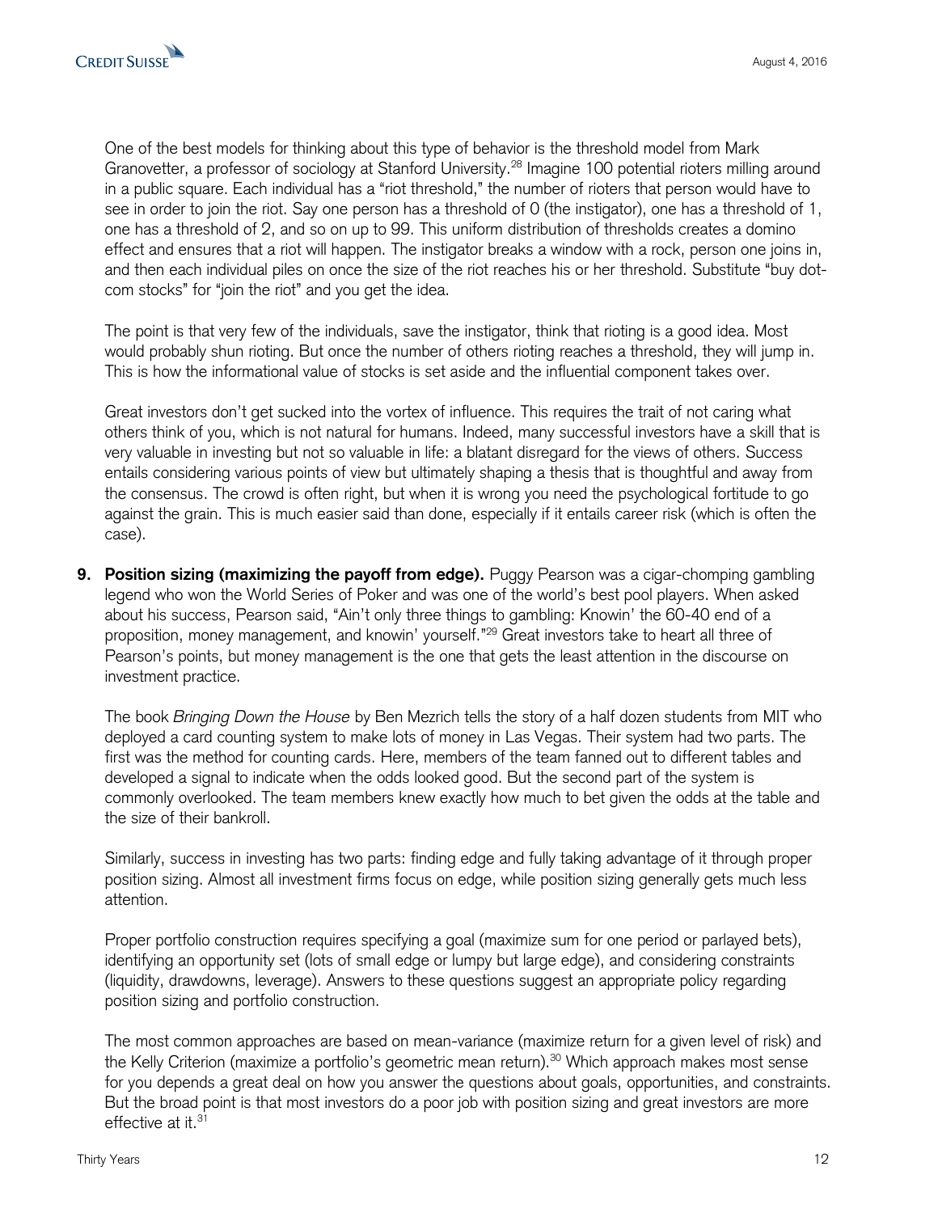One of the best models for thinking about this type of behavior is the threshold model from Mark Granovetter, a professor of sociology at Stanford University.[28] Imagine 100 potential rioters milling around in a public square. Each individual has a "riot threshold," the number of rioters that person would have to see in order to join the riot. Say one person has a threshold of 0 (the instigator), one has a threshold of 1, one has a threshold of 2, and so on up to 99. This uniform distribution of thresholds creates a domino effect and ensures that a riot will happen. The instigator breaks a window with a rock, person one joins in, and then each individual piles on once the size of the riot reaches his or her threshold. Substitute "buy dot-com stocks" for "join the riot" and you get the idea.

The point is that very few of the individuals, save the instigator, think that rioting is a good idea. Most would probably shun rioting. But once the number of others rioting reaches a threshold, they will jump in. This is how the informational value of stocks is set aside and the influential component takes over.

Great investors don't get sucked into the vortex of influence. This requires the trait of not caring what others think of you, which is not natural for humans. Indeed, many successful investors have a skill that is very valuable in investing but not so valuable in life: a blatant disregard for the views of others. Success entails considering various points of view but ultimately shaping a thesis that is thoughtful and away from the consensus. The crowd is often right, but when it is wrong you need the psychological fortitude to go against the grain. This is much easier said than done, especially if it entails career risk (which is often the case).

9. **Position sizing (maximizing the payoff from edge).** Puggy Pearson was a cigar-chomping gambling legend who won the World Series of Poker and was one of the world's best pool players. When asked about his success, Pearson said, "Ain't only three things to gambling: Knowin' the 60-40 end of a proposition, money management, and knowin' yourself."[29] Great investors take to heart all three of Pearson's points, but money management is the one that gets the least attention in the discourse on investment practice.

   The book *Bringing Down the House* by Ben Mezrich tells the story of a half dozen students from MIT who deployed a card counting system to make lots of money in Las Vegas. Their system had two parts. The first was the method for counting cards. Here, members of the team fanned out to different tables and developed a signal to indicate when the odds looked good. But the second part of the system is commonly overlooked. The team members knew exactly how much to bet given the odds at the table and the size of their bankroll.

   Similarly, success in investing has two parts: finding edge and fully taking advantage of it through proper position sizing. Almost all investment firms focus on edge, while position sizing generally gets much less attention.

   Proper portfolio construction requires specifying a goal (maximize sum for one period or parlayed bets), identifying an opportunity set (lots of small edge or lumpy but large edge), and considering constraints (liquidity, drawdowns, leverage). Answers to these questions suggest an appropriate policy regarding position sizing and portfolio construction.

   The most common approaches are based on mean-variance (maximize return for a given level of risk) and the Kelly Criterion (maximize a portfolio's geometric mean return).[30] Which approach makes most sense for you depends a great deal on how you answer the questions about goals, opportunities, and constraints. But the broad point is that most investors do a poor job with position sizing and great investors are more effective at it.[31]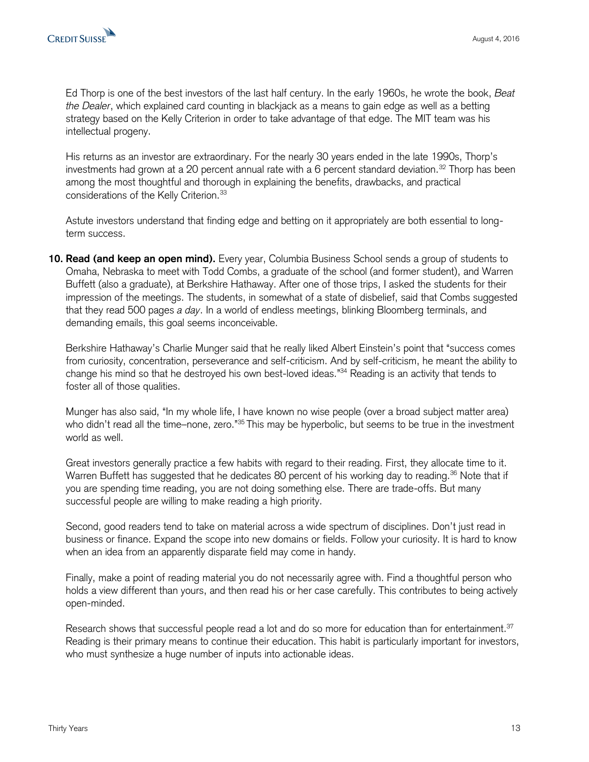Ed Thorp is one of the best investors of the last half century. In the early 1960s, he wrote the book, *Beat the Dealer*, which explained card counting in blackjack as a means to gain edge as well as a betting strategy based on the Kelly Criterion in order to take advantage of that edge. The MIT team was his intellectual progeny.

His returns as an investor are extraordinary. For the nearly 30 years ended in the late 1990s, Thorp's investments had grown at a 20 percent annual rate with a 6 percent standard deviation.[32] Thorp has been among the most thoughtful and thorough in explaining the benefits, drawbacks, and practical considerations of the Kelly Criterion.[33]

Astute investors understand that finding edge and betting on it appropriately are both essential to long-term success.

**10. Read (and keep an open mind).** Every year, Columbia Business School sends a group of students to Omaha, Nebraska to meet with Todd Combs, a graduate of the school (and former student), and Warren Buffett (also a graduate), at Berkshire Hathaway. After one of those trips, I asked the students for their impression of the meetings. The students, in somewhat of a state of disbelief, said that Combs suggested that they read 500 pages *a day*. In a world of endless meetings, blinking Bloomberg terminals, and demanding emails, this goal seems inconceivable.

Berkshire Hathaway's Charlie Munger said that he really liked Albert Einstein's point that "success comes from curiosity, concentration, perseverance and self-criticism. And by self-criticism, he meant the ability to change his mind so that he destroyed his own best-loved ideas."[34] Reading is an activity that tends to foster all of those qualities.

Munger has also said, "In my whole life, I have known no wise people (over a broad subject matter area) who didn't read all the time–none, zero."[35] This may be hyperbolic, but seems to be true in the investment world as well.

Great investors generally practice a few habits with regard to their reading. First, they allocate time to it. Warren Buffett has suggested that he dedicates 80 percent of his working day to reading.[36] Note that if you are spending time reading, you are not doing something else. There are trade-offs. But many successful people are willing to make reading a high priority.

Second, good readers tend to take on material across a wide spectrum of disciplines. Don't just read in business or finance. Expand the scope into new domains or fields. Follow your curiosity. It is hard to know when an idea from an apparently disparate field may come in handy.

Finally, make a point of reading material you do not necessarily agree with. Find a thoughtful person who holds a view different than yours, and then read his or her case carefully. This contributes to being actively open-minded.

Research shows that successful people read a lot and do so more for education than for entertainment.[37] Reading is their primary means to continue their education. This habit is particularly important for investors, who must synthesize a huge number of inputs into actionable ideas.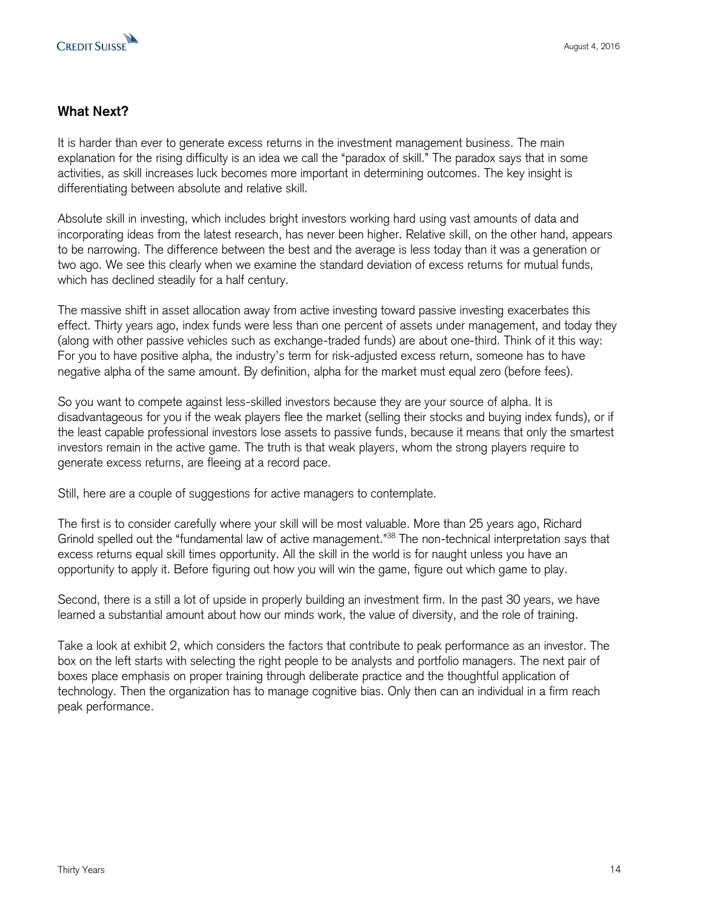## What Next?

It is harder than ever to generate excess returns in the investment management business. The main explanation for the rising difficulty is an idea we call the "paradox of skill." The paradox says that in some activities, as skill increases luck becomes more important in determining outcomes. The key insight is differentiating between absolute and relative skill.

Absolute skill in investing, which includes bright investors working hard using vast amounts of data and incorporating ideas from the latest research, has never been higher. Relative skill, on the other hand, appears to be narrowing. The difference between the best and the average is less today than it was a generation or two ago. We see this clearly when we examine the standard deviation of excess returns for mutual funds, which has declined steadily for a half century.

The massive shift in asset allocation away from active investing toward passive investing exacerbates this effect. Thirty years ago, index funds were less than one percent of assets under management, and today they (along with other passive vehicles such as exchange-traded funds) are about one-third. Think of it this way: For you to have positive alpha, the industry's term for risk-adjusted excess return, someone has to have negative alpha of the same amount. By definition, alpha for the market must equal zero (before fees).

So you want to compete against less-skilled investors because they are your source of alpha. It is disadvantageous for you if the weak players flee the market (selling their stocks and buying index funds), or if the least capable professional investors lose assets to passive funds, because it means that only the smartest investors remain in the active game. The truth is that weak players, whom the strong players require to generate excess returns, are fleeing at a record pace.

Still, here are a couple of suggestions for active managers to contemplate.

The first is to consider carefully where your skill will be most valuable. More than 25 years ago, Richard Grinold spelled out the "fundamental law of active management."[38] The non-technical interpretation says that excess returns equal skill times opportunity. All the skill in the world is for naught unless you have an opportunity to apply it. Before figuring out how you will win the game, figure out which game to play.

Second, there is a still a lot of upside in properly building an investment firm. In the past 30 years, we have learned a substantial amount about how our minds work, the value of diversity, and the role of training.

Take a look at exhibit 2, which considers the factors that contribute to peak performance as an investor. The box on the left starts with selecting the right people to be analysts and portfolio managers. The next pair of boxes place emphasis on proper training through deliberate practice and the thoughtful application of technology. Then the organization has to manage cognitive bias. Only then can an individual in a firm reach peak performance.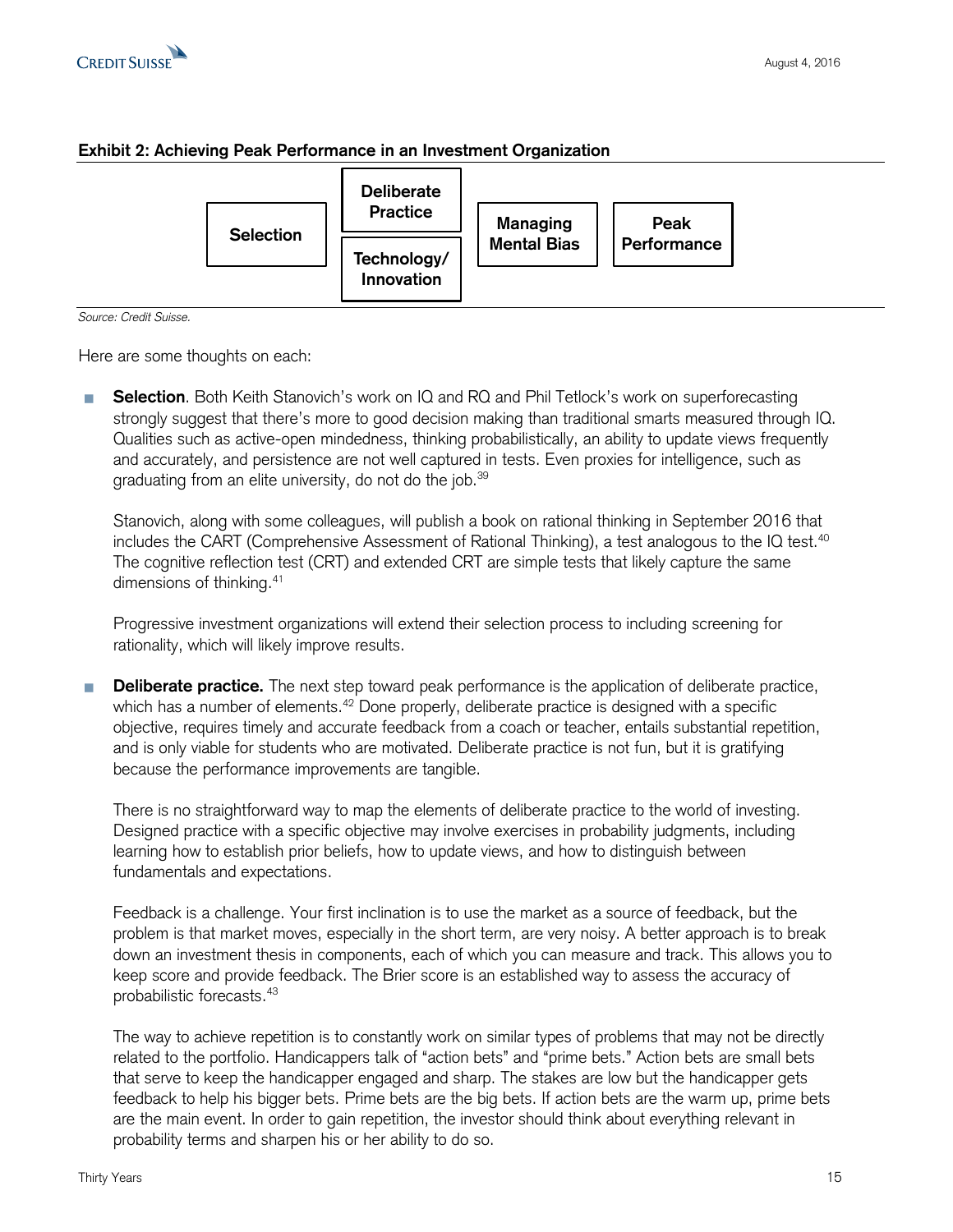**Exhibit 2: Achieving Peak Performance in an Investment Organization**

| Selection | Deliberate Practice / Technology/Innovation | Managing Mental Bias | Peak Performance |
|---|---|---|---|

*Source: Credit Suisse.*

Here are some thoughts on each:

- **Selection**. Both Keith Stanovich's work on IQ and RQ and Phil Tetlock's work on superforecasting strongly suggest that there's more to good decision making than traditional smarts measured through IQ. Qualities such as active-open mindedness, thinking probabilistically, an ability to update views frequently and accurately, and persistence are not well captured in tests. Even proxies for intelligence, such as graduating from an elite university, do not do the job.[39]

  Stanovich, along with some colleagues, will publish a book on rational thinking in September 2016 that includes the CART (Comprehensive Assessment of Rational Thinking), a test analogous to the IQ test.[40] The cognitive reflection test (CRT) and extended CRT are simple tests that likely capture the same dimensions of thinking.[41]

  Progressive investment organizations will extend their selection process to including screening for rationality, which will likely improve results.

- **Deliberate practice.** The next step toward peak performance is the application of deliberate practice, which has a number of elements.[42] Done properly, deliberate practice is designed with a specific objective, requires timely and accurate feedback from a coach or teacher, entails substantial repetition, and is only viable for students who are motivated. Deliberate practice is not fun, but it is gratifying because the performance improvements are tangible.

  There is no straightforward way to map the elements of deliberate practice to the world of investing. Designed practice with a specific objective may involve exercises in probability judgments, including learning how to establish prior beliefs, how to update views, and how to distinguish between fundamentals and expectations.

  Feedback is a challenge. Your first inclination is to use the market as a source of feedback, but the problem is that market moves, especially in the short term, are very noisy. A better approach is to break down an investment thesis in components, each of which you can measure and track. This allows you to keep score and provide feedback. The Brier score is an established way to assess the accuracy of probabilistic forecasts.[43]

  The way to achieve repetition is to constantly work on similar types of problems that may not be directly related to the portfolio. Handicappers talk of "action bets" and "prime bets." Action bets are small bets that serve to keep the handicapper engaged and sharp. The stakes are low but the handicapper gets feedback to help his bigger bets. Prime bets are the big bets. If action bets are the warm up, prime bets are the main event. In order to gain repetition, the investor should think about everything relevant in probability terms and sharpen his or her ability to do so.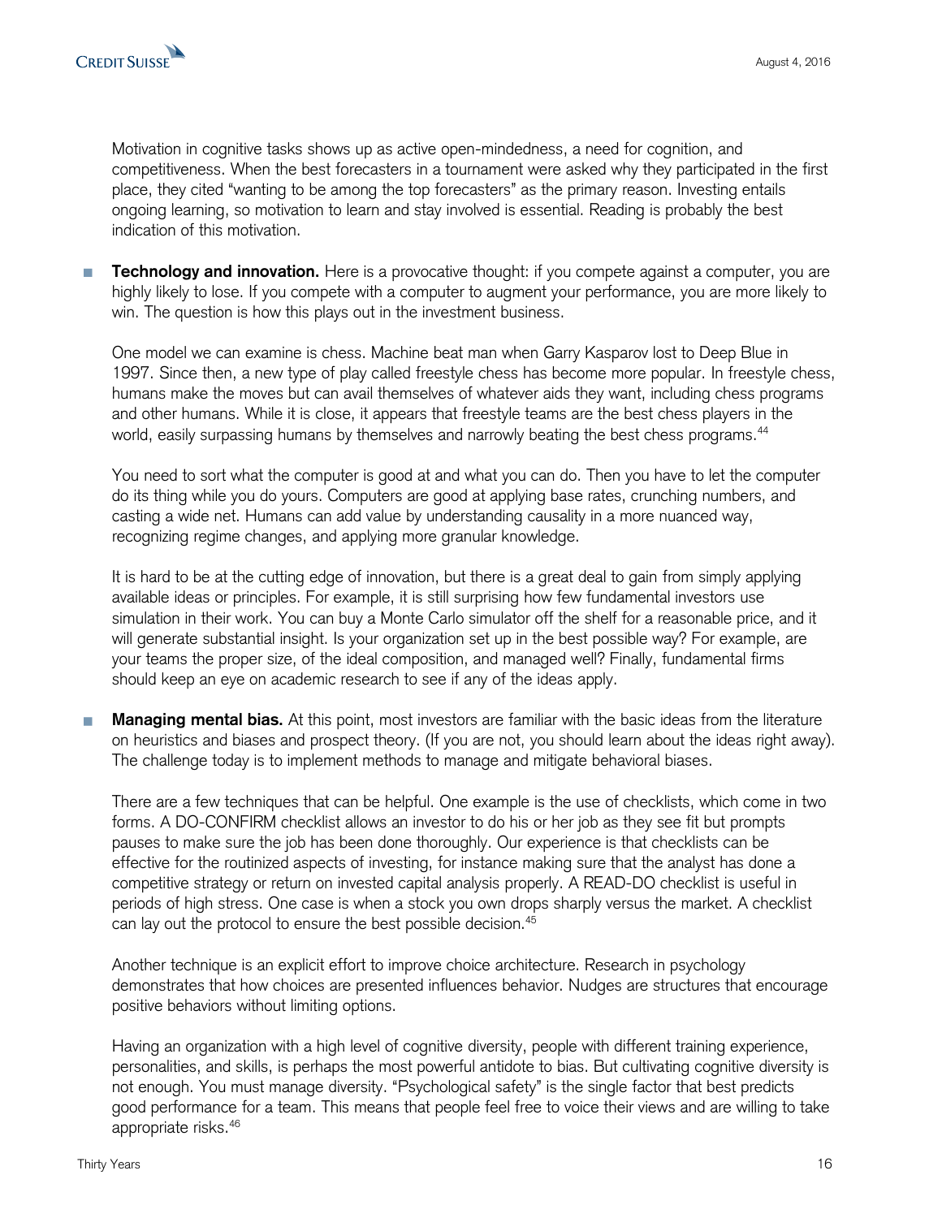Motivation in cognitive tasks shows up as active open-mindedness, a need for cognition, and competitiveness. When the best forecasters in a tournament were asked why they participated in the first place, they cited "wanting to be among the top forecasters" as the primary reason. Investing entails ongoing learning, so motivation to learn and stay involved is essential. Reading is probably the best indication of this motivation.

- **Technology and innovation.** Here is a provocative thought: if you compete against a computer, you are highly likely to lose. If you compete with a computer to augment your performance, you are more likely to win. The question is how this plays out in the investment business.

  One model we can examine is chess. Machine beat man when Garry Kasparov lost to Deep Blue in 1997. Since then, a new type of play called freestyle chess has become more popular. In freestyle chess, humans make the moves but can avail themselves of whatever aids they want, including chess programs and other humans. While it is close, it appears that freestyle teams are the best chess players in the world, easily surpassing humans by themselves and narrowly beating the best chess programs.[44]

  You need to sort what the computer is good at and what you can do. Then you have to let the computer do its thing while you do yours. Computers are good at applying base rates, crunching numbers, and casting a wide net. Humans can add value by understanding causality in a more nuanced way, recognizing regime changes, and applying more granular knowledge.

  It is hard to be at the cutting edge of innovation, but there is a great deal to gain from simply applying available ideas or principles. For example, it is still surprising how few fundamental investors use simulation in their work. You can buy a Monte Carlo simulator off the shelf for a reasonable price, and it will generate substantial insight. Is your organization set up in the best possible way? For example, are your teams the proper size, of the ideal composition, and managed well? Finally, fundamental firms should keep an eye on academic research to see if any of the ideas apply.

- **Managing mental bias.** At this point, most investors are familiar with the basic ideas from the literature on heuristics and biases and prospect theory. (If you are not, you should learn about the ideas right away). The challenge today is to implement methods to manage and mitigate behavioral biases.

  There are a few techniques that can be helpful. One example is the use of checklists, which come in two forms. A DO-CONFIRM checklist allows an investor to do his or her job as they see fit but prompts pauses to make sure the job has been done thoroughly. Our experience is that checklists can be effective for the routinized aspects of investing, for instance making sure that the analyst has done a competitive strategy or return on invested capital analysis properly. A READ-DO checklist is useful in periods of high stress. One case is when a stock you own drops sharply versus the market. A checklist can lay out the protocol to ensure the best possible decision.[45]

  Another technique is an explicit effort to improve choice architecture. Research in psychology demonstrates that how choices are presented influences behavior. Nudges are structures that encourage positive behaviors without limiting options.

  Having an organization with a high level of cognitive diversity, people with different training experience, personalities, and skills, is perhaps the most powerful antidote to bias. But cultivating cognitive diversity is not enough. You must manage diversity. "Psychological safety" is the single factor that best predicts good performance for a team. This means that people feel free to voice their views and are willing to take appropriate risks.[46]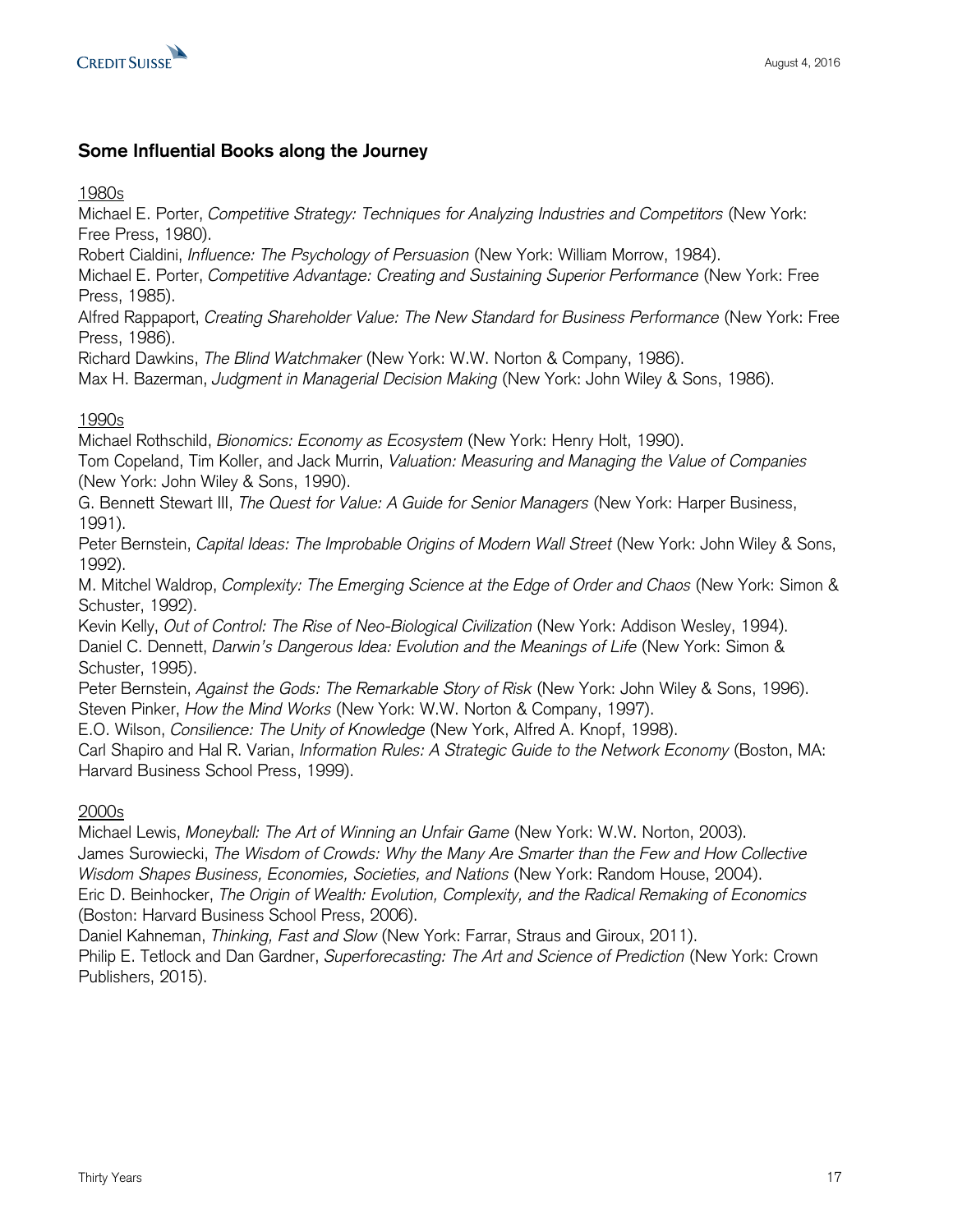## Some Influential Books along the Journey

1980s

Michael E. Porter, *Competitive Strategy: Techniques for Analyzing Industries and Competitors* (New York: Free Press, 1980).
Robert Cialdini, *Influence: The Psychology of Persuasion* (New York: William Morrow, 1984).
Michael E. Porter, *Competitive Advantage: Creating and Sustaining Superior Performance* (New York: Free Press, 1985).
Alfred Rappaport, *Creating Shareholder Value: The New Standard for Business Performance* (New York: Free Press, 1986).
Richard Dawkins, *The Blind Watchmaker* (New York: W.W. Norton & Company, 1986).
Max H. Bazerman, *Judgment in Managerial Decision Making* (New York: John Wiley & Sons, 1986).

1990s

Michael Rothschild, *Bionomics: Economy as Ecosystem* (New York: Henry Holt, 1990).
Tom Copeland, Tim Koller, and Jack Murrin, *Valuation: Measuring and Managing the Value of Companies* (New York: John Wiley & Sons, 1990).
G. Bennett Stewart III, *The Quest for Value: A Guide for Senior Managers* (New York: Harper Business, 1991).
Peter Bernstein, *Capital Ideas: The Improbable Origins of Modern Wall Street* (New York: John Wiley & Sons, 1992).
M. Mitchel Waldrop, *Complexity: The Emerging Science at the Edge of Order and Chaos* (New York: Simon & Schuster, 1992).
Kevin Kelly, *Out of Control: The Rise of Neo-Biological Civilization* (New York: Addison Wesley, 1994).
Daniel C. Dennett, *Darwin's Dangerous Idea: Evolution and the Meanings of Life* (New York: Simon & Schuster, 1995).
Peter Bernstein, *Against the Gods: The Remarkable Story of Risk* (New York: John Wiley & Sons, 1996).
Steven Pinker, *How the Mind Works* (New York: W.W. Norton & Company, 1997).
E.O. Wilson, *Consilience: The Unity of Knowledge* (New York, Alfred A. Knopf, 1998).
Carl Shapiro and Hal R. Varian, *Information Rules: A Strategic Guide to the Network Economy* (Boston, MA: Harvard Business School Press, 1999).

2000s

Michael Lewis, *Moneyball: The Art of Winning an Unfair Game* (New York: W.W. Norton, 2003).
James Surowiecki, *The Wisdom of Crowds: Why the Many Are Smarter than the Few and How Collective Wisdom Shapes Business, Economies, Societies, and Nations* (New York: Random House, 2004).
Eric D. Beinhocker, *The Origin of Wealth: Evolution, Complexity, and the Radical Remaking of Economics* (Boston: Harvard Business School Press, 2006).
Daniel Kahneman, *Thinking, Fast and Slow* (New York: Farrar, Straus and Giroux, 2011).
Philip E. Tetlock and Dan Gardner, *Superforecasting: The Art and Science of Prediction* (New York: Crown Publishers, 2015).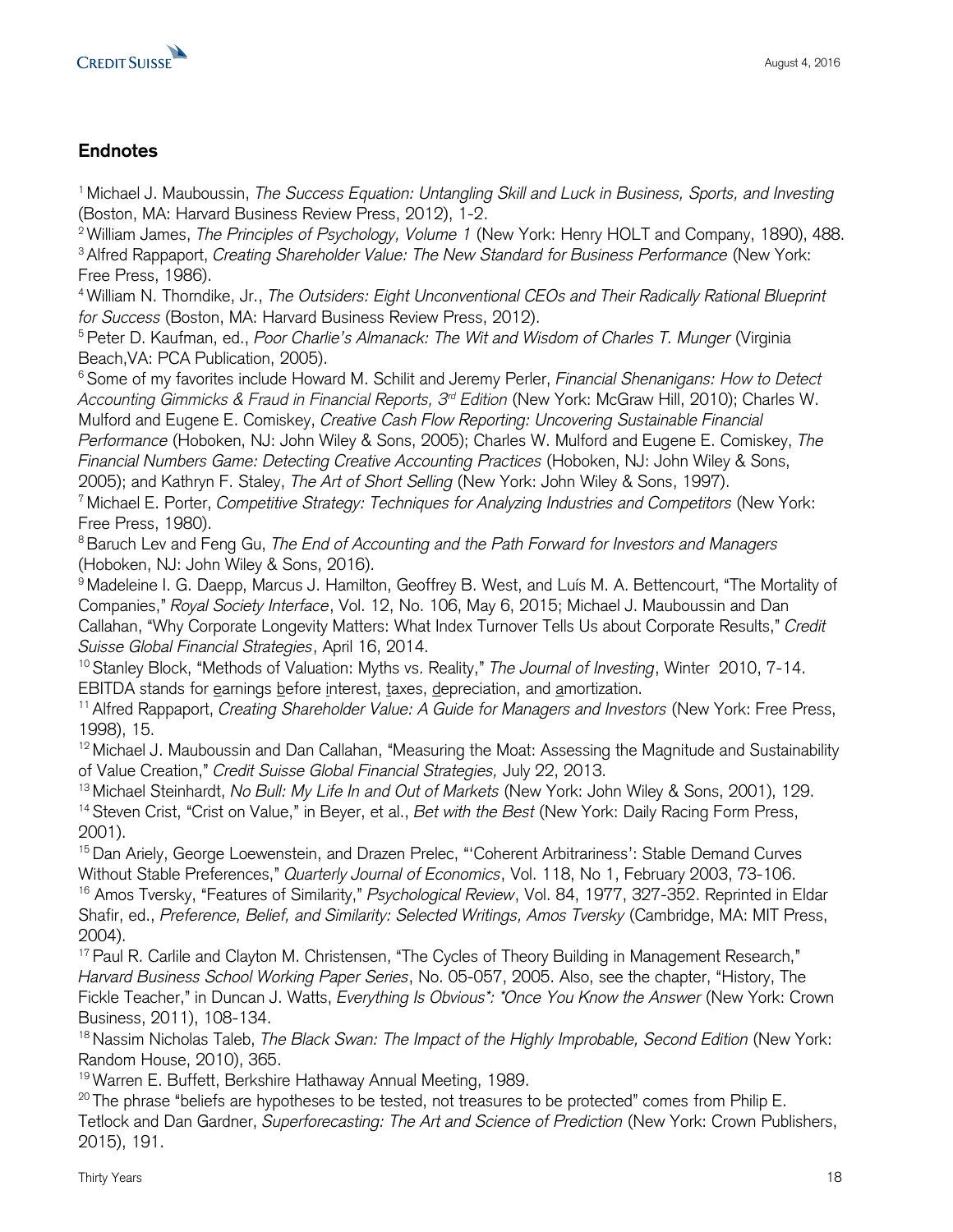## Endnotes

[1] Michael J. Mauboussin, *The Success Equation: Untangling Skill and Luck in Business, Sports, and Investing* (Boston, MA: Harvard Business Review Press, 2012), 1-2.

[2] William James, *The Principles of Psychology, Volume 1* (New York: Henry HOLT and Company, 1890), 488.

[3] Alfred Rappaport, *Creating Shareholder Value: The New Standard for Business Performance* (New York: Free Press, 1986).

[4] William N. Thorndike, Jr., *The Outsiders: Eight Unconventional CEOs and Their Radically Rational Blueprint for Success* (Boston, MA: Harvard Business Review Press, 2012).

[5] Peter D. Kaufman, ed., *Poor Charlie's Almanack: The Wit and Wisdom of Charles T. Munger* (Virginia Beach,VA: PCA Publication, 2005).

[6] Some of my favorites include Howard M. Schilit and Jeremy Perler, *Financial Shenanigans: How to Detect Accounting Gimmicks & Fraud in Financial Reports, 3rd Edition* (New York: McGraw Hill, 2010); Charles W. Mulford and Eugene E. Comiskey, *Creative Cash Flow Reporting: Uncovering Sustainable Financial Performance* (Hoboken, NJ: John Wiley & Sons, 2005); Charles W. Mulford and Eugene E. Comiskey, *The Financial Numbers Game: Detecting Creative Accounting Practices* (Hoboken, NJ: John Wiley & Sons, 2005); and Kathryn F. Staley, *The Art of Short Selling* (New York: John Wiley & Sons, 1997).

[7] Michael E. Porter, *Competitive Strategy: Techniques for Analyzing Industries and Competitors* (New York: Free Press, 1980).

[8] Baruch Lev and Feng Gu, *The End of Accounting and the Path Forward for Investors and Managers* (Hoboken, NJ: John Wiley & Sons, 2016).

[9] Madeleine I. G. Daepp, Marcus J. Hamilton, Geoffrey B. West, and Luís M. A. Bettencourt, "The Mortality of Companies," *Royal Society Interface*, Vol. 12, No. 106, May 6, 2015; Michael J. Mauboussin and Dan Callahan, "Why Corporate Longevity Matters: What Index Turnover Tells Us about Corporate Results," *Credit Suisse Global Financial Strategies*, April 16, 2014.

[10] Stanley Block, "Methods of Valuation: Myths vs. Reality," *The Journal of Investing*, Winter 2010, 7-14. EBITDA stands for earnings before interest, taxes, depreciation, and amortization.

[11] Alfred Rappaport, *Creating Shareholder Value: A Guide for Managers and Investors* (New York: Free Press, 1998), 15.

[12] Michael J. Mauboussin and Dan Callahan, "Measuring the Moat: Assessing the Magnitude and Sustainability of Value Creation," *Credit Suisse Global Financial Strategies,* July 22, 2013.

[13] Michael Steinhardt, *No Bull: My Life In and Out of Markets* (New York: John Wiley & Sons, 2001), 129.

[14] Steven Crist, "Crist on Value," in Beyer, et al., *Bet with the Best* (New York: Daily Racing Form Press, 2001).

[15] Dan Ariely, George Loewenstein, and Drazen Prelec, "'Coherent Arbitrariness': Stable Demand Curves Without Stable Preferences," *Quarterly Journal of Economics*, Vol. 118, No 1, February 2003, 73-106.

[16] Amos Tversky, "Features of Similarity," *Psychological Review*, Vol. 84, 1977, 327-352. Reprinted in Eldar Shafir, ed., *Preference, Belief, and Similarity: Selected Writings, Amos Tversky* (Cambridge, MA: MIT Press, 2004).

[17] Paul R. Carlile and Clayton M. Christensen, "The Cycles of Theory Building in Management Research," *Harvard Business School Working Paper Series*, No. 05-057, 2005. Also, see the chapter, "History, The Fickle Teacher," in Duncan J. Watts, *Everything Is Obvious*: *Once You Know the Answer* (New York: Crown Business, 2011), 108-134.

[18] Nassim Nicholas Taleb, *The Black Swan: The Impact of the Highly Improbable, Second Edition* (New York: Random House, 2010), 365.

[19] Warren E. Buffett, Berkshire Hathaway Annual Meeting, 1989.

[20] The phrase "beliefs are hypotheses to be tested, not treasures to be protected" comes from Philip E. Tetlock and Dan Gardner, *Superforecasting: The Art and Science of Prediction* (New York: Crown Publishers, 2015), 191.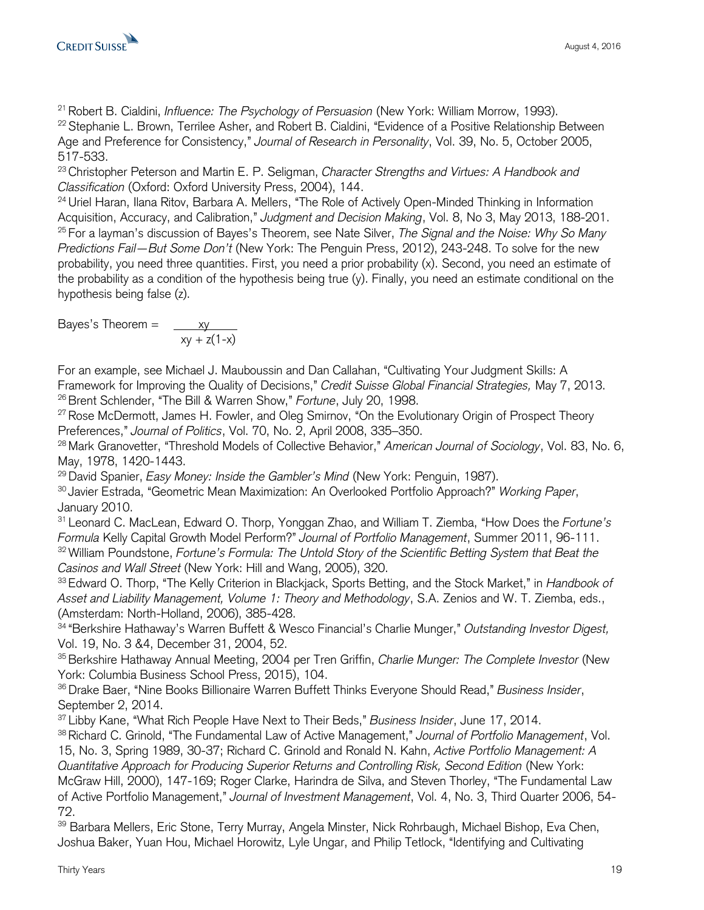[21] Robert B. Cialdini, *Influence: The Psychology of Persuasion* (New York: William Morrow, 1993).
[22] Stephanie L. Brown, Terrilee Asher, and Robert B. Cialdini, "Evidence of a Positive Relationship Between Age and Preference for Consistency," *Journal of Research in Personality*, Vol. 39, No. 5, October 2005, 517-533.
[23] Christopher Peterson and Martin E. P. Seligman, *Character Strengths and Virtues: A Handbook and Classification* (Oxford: Oxford University Press, 2004), 144.
[24] Uriel Haran, Ilana Ritov, Barbara A. Mellers, "The Role of Actively Open-Minded Thinking in Information Acquisition, Accuracy, and Calibration," *Judgment and Decision Making*, Vol. 8, No 3, May 2013, 188-201.
[25] For a layman's discussion of Bayes's Theorem, see Nate Silver, *The Signal and the Noise: Why So Many Predictions Fail—But Some Don't* (New York: The Penguin Press, 2012), 243-248. To solve for the new probability, you need three quantities. First, you need a prior probability (x). Second, you need an estimate of the probability as a condition of the hypothesis being true (y). Finally, you need an estimate conditional on the hypothesis being false (z).

$$\text{Bayes's Theorem} = \frac{xy}{xy + z(1-x)}$$

For an example, see Michael J. Mauboussin and Dan Callahan, "Cultivating Your Judgment Skills: A Framework for Improving the Quality of Decisions," *Credit Suisse Global Financial Strategies,* May 7, 2013.
[26] Brent Schlender, "The Bill & Warren Show," *Fortune*, July 20, 1998.
[27] Rose McDermott, James H. Fowler, and Oleg Smirnov, "On the Evolutionary Origin of Prospect Theory Preferences," *Journal of Politics*, Vol. 70, No. 2, April 2008, 335–350.
[28] Mark Granovetter, "Threshold Models of Collective Behavior," *American Journal of Sociology*, Vol. 83, No. 6, May, 1978, 1420-1443.
[29] David Spanier, *Easy Money: Inside the Gambler's Mind* (New York: Penguin, 1987).
[30] Javier Estrada, "Geometric Mean Maximization: An Overlooked Portfolio Approach?" *Working Paper*, January 2010.
[31] Leonard C. MacLean, Edward O. Thorp, Yonggan Zhao, and William T. Ziemba, "How Does the *Fortune's Formula* Kelly Capital Growth Model Perform?" *Journal of Portfolio Management*, Summer 2011, 96-111.
[32] William Poundstone, *Fortune's Formula: The Untold Story of the Scientific Betting System that Beat the Casinos and Wall Street* (New York: Hill and Wang, 2005), 320.
[33] Edward O. Thorp, "The Kelly Criterion in Blackjack, Sports Betting, and the Stock Market," in *Handbook of Asset and Liability Management, Volume 1: Theory and Methodology*, S.A. Zenios and W. T. Ziemba, eds., (Amsterdam: North-Holland, 2006), 385-428.
[34] "Berkshire Hathaway's Warren Buffett & Wesco Financial's Charlie Munger," *Outstanding Investor Digest,* Vol. 19, No. 3 &4, December 31, 2004, 52.
[35] Berkshire Hathaway Annual Meeting, 2004 per Tren Griffin, *Charlie Munger: The Complete Investor* (New York: Columbia Business School Press, 2015), 104.
[36] Drake Baer, "Nine Books Billionaire Warren Buffett Thinks Everyone Should Read," *Business Insider*, September 2, 2014.
[37] Libby Kane, "What Rich People Have Next to Their Beds," *Business Insider*, June 17, 2014.
[38] Richard C. Grinold, "The Fundamental Law of Active Management," *Journal of Portfolio Management*, Vol. 15, No. 3, Spring 1989, 30-37; Richard C. Grinold and Ronald N. Kahn, *Active Portfolio Management: A Quantitative Approach for Producing Superior Returns and Controlling Risk, Second Edition* (New York: McGraw Hill, 2000), 147-169; Roger Clarke, Harindra de Silva, and Steven Thorley, "The Fundamental Law of Active Portfolio Management," *Journal of Investment Management*, Vol. 4, No. 3, Third Quarter 2006, 54-72.
[39] Barbara Mellers, Eric Stone, Terry Murray, Angela Minster, Nick Rohrbaugh, Michael Bishop, Eva Chen, Joshua Baker, Yuan Hou, Michael Horowitz, Lyle Ungar, and Philip Tetlock, "Identifying and Cultivating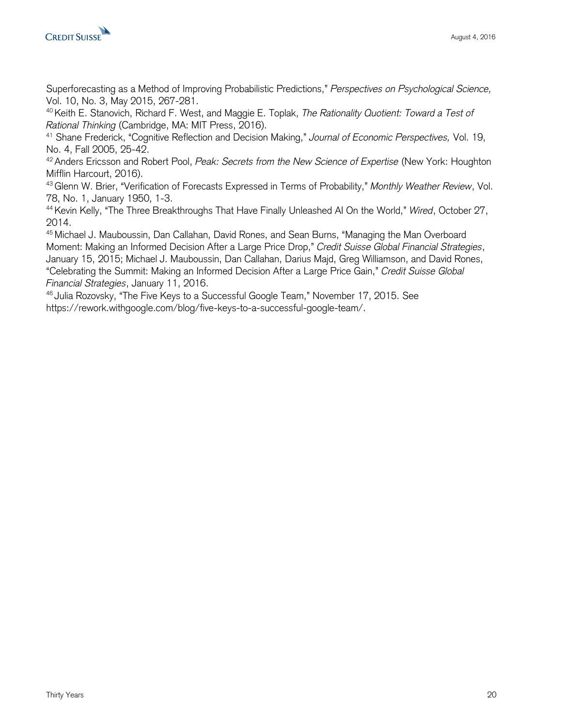Superforecasting as a Method of Improving Probabilistic Predictions," *Perspectives on Psychological Science,* Vol. 10, No. 3, May 2015, 267-281.

[40] Keith E. Stanovich, Richard F. West, and Maggie E. Toplak, *The Rationality Quotient: Toward a Test of Rational Thinking* (Cambridge, MA: MIT Press, 2016).

[41] Shane Frederick, "Cognitive Reflection and Decision Making," *Journal of Economic Perspectives,* Vol. 19, No. 4, Fall 2005, 25-42.

[42] Anders Ericsson and Robert Pool, *Peak: Secrets from the New Science of Expertise* (New York: Houghton Mifflin Harcourt, 2016).

[43] Glenn W. Brier, "Verification of Forecasts Expressed in Terms of Probability," *Monthly Weather Review*, Vol. 78, No. 1, January 1950, 1-3.

[44] Kevin Kelly, "The Three Breakthroughs That Have Finally Unleashed AI On the World," *Wired*, October 27, 2014.

[45] Michael J. Mauboussin, Dan Callahan, David Rones, and Sean Burns, "Managing the Man Overboard Moment: Making an Informed Decision After a Large Price Drop," *Credit Suisse Global Financial Strategies*, January 15, 2015; Michael J. Mauboussin, Dan Callahan, Darius Majd, Greg Williamson, and David Rones, "Celebrating the Summit: Making an Informed Decision After a Large Price Gain," *Credit Suisse Global Financial Strategies*, January 11, 2016.

[46] Julia Rozovsky, "The Five Keys to a Successful Google Team," November 17, 2015. See https://rework.withgoogle.com/blog/five-keys-to-a-successful-google-team/.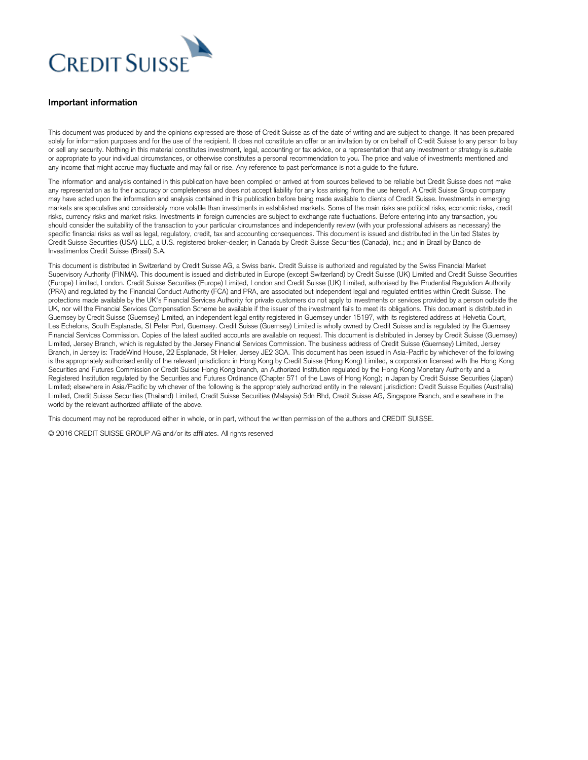## Important information

This document was produced by and the opinions expressed are those of Credit Suisse as of the date of writing and are subject to change. It has been prepared solely for information purposes and for the use of the recipient. It does not constitute an offer or an invitation by or on behalf of Credit Suisse to any person to buy or sell any security. Nothing in this material constitutes investment, legal, accounting or tax advice, or a representation that any investment or strategy is suitable or appropriate to your individual circumstances, or otherwise constitutes a personal recommendation to you. The price and value of investments mentioned and any income that might accrue may fluctuate and may fall or rise. Any reference to past performance is not a guide to the future.

The information and analysis contained in this publication have been compiled or arrived at from sources believed to be reliable but Credit Suisse does not make any representation as to their accuracy or completeness and does not accept liability for any loss arising from the use hereof. A Credit Suisse Group company may have acted upon the information and analysis contained in this publication before being made available to clients of Credit Suisse. Investments in emerging markets are speculative and considerably more volatile than investments in established markets. Some of the main risks are political risks, economic risks, credit risks, currency risks and market risks. Investments in foreign currencies are subject to exchange rate fluctuations. Before entering into any transaction, you should consider the suitability of the transaction to your particular circumstances and independently review (with your professional advisers as necessary) the specific financial risks as well as legal, regulatory, credit, tax and accounting consequences. This document is issued and distributed in the United States by Credit Suisse Securities (USA) LLC, a U.S. registered broker-dealer; in Canada by Credit Suisse Securities (Canada), Inc.; and in Brazil by Banco de Investimentos Credit Suisse (Brasil) S.A.

This document is distributed in Switzerland by Credit Suisse AG, a Swiss bank. Credit Suisse is authorized and regulated by the Swiss Financial Market Supervisory Authority (FINMA). This document is issued and distributed in Europe (except Switzerland) by Credit Suisse (UK) Limited and Credit Suisse Securities (Europe) Limited, London. Credit Suisse Securities (Europe) Limited, London and Credit Suisse (UK) Limited, authorised by the Prudential Regulation Authority (PRA) and regulated by the Financial Conduct Authority (FCA) and PRA, are associated but independent legal and regulated entities within Credit Suisse. The protections made available by the UK's Financial Services Authority for private customers do not apply to investments or services provided by a person outside the UK, nor will the Financial Services Compensation Scheme be available if the issuer of the investment fails to meet its obligations. This document is distributed in Guernsey by Credit Suisse (Guernsey) Limited, an independent legal entity registered in Guernsey under 15197, with its registered address at Helvetia Court, Les Echelons, South Esplanade, St Peter Port, Guernsey. Credit Suisse (Guernsey) Limited is wholly owned by Credit Suisse and is regulated by the Guernsey Financial Services Commission. Copies of the latest audited accounts are available on request. This document is distributed in Jersey by Credit Suisse (Guernsey) Limited, Jersey Branch, which is regulated by the Jersey Financial Services Commission. The business address of Credit Suisse (Guernsey) Limited, Jersey Branch, in Jersey is: TradeWind House, 22 Esplanade, St Helier, Jersey JE2 3QA. This document has been issued in Asia-Pacific by whichever of the following is the appropriately authorised entity of the relevant jurisdiction: in Hong Kong by Credit Suisse (Hong Kong) Limited, a corporation licensed with the Hong Kong Securities and Futures Commission or Credit Suisse Hong Kong branch, an Authorized Institution regulated by the Hong Kong Monetary Authority and a Registered Institution regulated by the Securities and Futures Ordinance (Chapter 571 of the Laws of Hong Kong); in Japan by Credit Suisse Securities (Japan) Limited; elsewhere in Asia/Pacific by whichever of the following is the appropriately authorized entity in the relevant jurisdiction: Credit Suisse Equities (Australia) Limited, Credit Suisse Securities (Thailand) Limited, Credit Suisse Securities (Malaysia) Sdn Bhd, Credit Suisse AG, Singapore Branch, and elsewhere in the world by the relevant authorized affiliate of the above.

This document may not be reproduced either in whole, or in part, without the written permission of the authors and CREDIT SUISSE.

© 2016 CREDIT SUISSE GROUP AG and/or its affiliates. All rights reserved